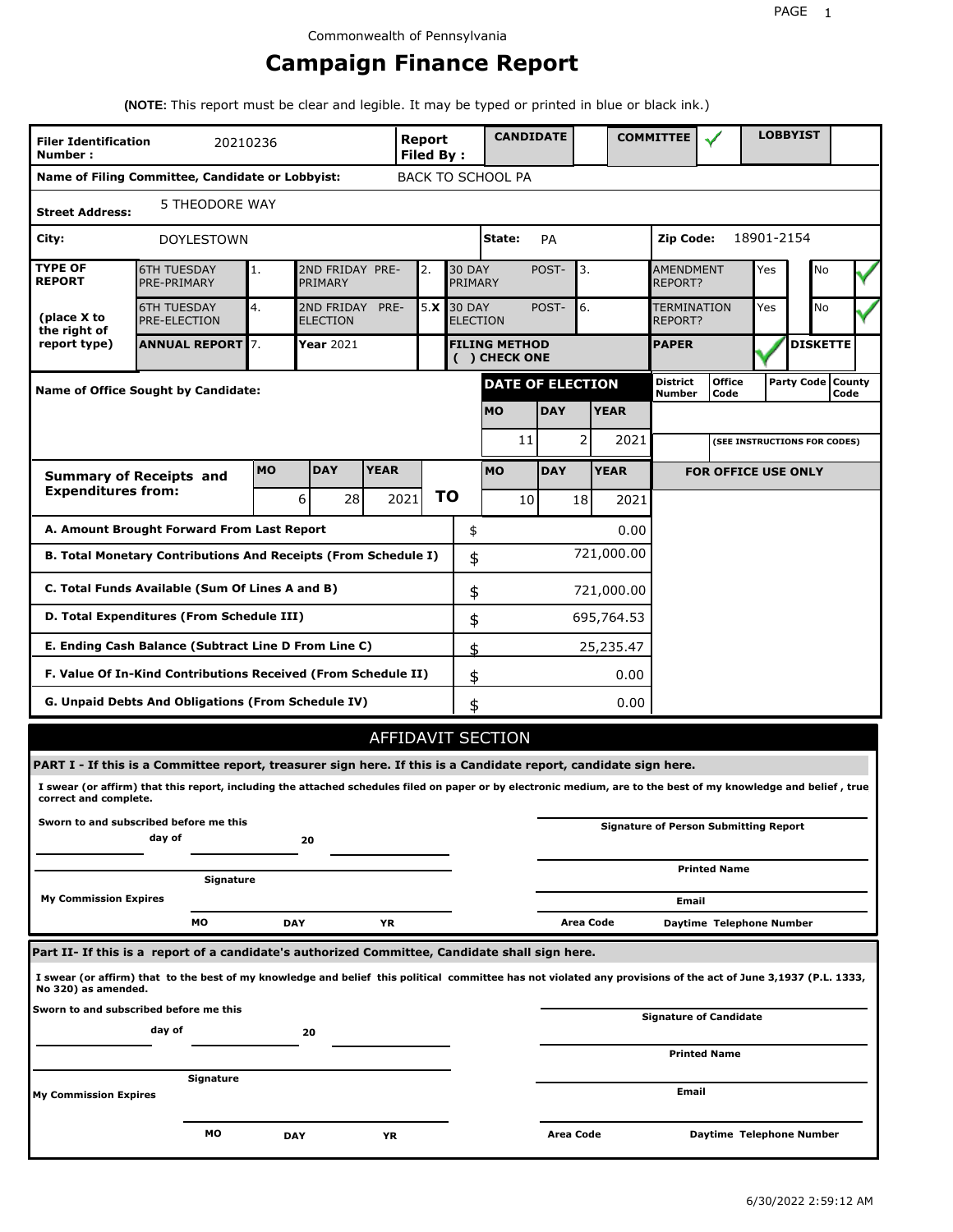Commonwealth of Pennsylvania

# Campaign Finance Report

**(NOTE:** This report must be clear and legible. It may be typed or printed in blue or black ink.)

| **Filer Identification Number :** | 20210236 | **Report Filed By :** | **CANDIDATE** | | **COMMITTEE** | ✓ | **LOBBYIST** | |
|---|---|---|---|---|---|---|---|---|

**Name of Filing Committee, Candidate or Lobbyist:** BACK TO SCHOOL PA

**Street Address:** 5 THEODORE WAY

**City:** DOYLESTOWN **State:** PA **Zip Code:** 18901-2154

| **TYPE OF REPORT** (place X to the right of report type) | | | | | | | | |
|---|---|---|---|---|---|---|---|---|
| 6TH TUESDAY PRE-PRIMARY | 1. | 2ND FRIDAY PRE-PRIMARY | 2. | 30 DAY POST-PRIMARY | 3. | AMENDMENT REPORT? | Yes | No ✓ |
| 6TH TUESDAY PRE-ELECTION | 4. | 2ND FRIDAY PRE-ELECTION | 5. X | 30 DAY POST-ELECTION | 6. | TERMINATION REPORT? | Yes | No ✓ |
| **ANNUAL REPORT** | 7. | **Year** 2021 | | **FILING METHOD ( ) CHECK ONE** | | **PAPER** ✓ | | **DISKETTE** |

**Name of Office Sought by Candidate:**

| **DATE OF ELECTION** | | | **District Number** | **Office Code** | **Party Code** | **County Code** |
|---|---|---|---|---|---|---|
| **MO** | **DAY** | **YEAR** | | | | |
| 11 | 2 | 2021 | | (SEE INSTRUCTIONS FOR CODES) | | |

| **Summary of Receipts and Expenditures from:** | **MO** | **DAY** | **YEAR** | | **MO** | **DAY** | **YEAR** |
|---|---|---|---|---|---|---|---|
| | 6 | 28 | 2021 | **TO** | 10 | 18 | 2021 |

**FOR OFFICE USE ONLY**

| | | |
|---|---|---|
| **A. Amount Brought Forward From Last Report** | $ | 0.00 |
| **B. Total Monetary Contributions And Receipts (From Schedule I)** | $ | 721,000.00 |
| **C. Total Funds Available (Sum Of Lines A and B)** | $ | 721,000.00 |
| **D. Total Expenditures (From Schedule III)** | $ | 695,764.53 |
| **E. Ending Cash Balance (Subtract Line D From Line C)** | $ | 25,235.47 |
| **F. Value Of In-Kind Contributions Received (From Schedule II)** | $ | 0.00 |
| **G. Unpaid Debts And Obligations (From Schedule IV)** | $ | 0.00 |

## AFFIDAVIT SECTION

**PART I - If this is a Committee report, treasurer sign here. If this is a Candidate report, candidate sign here.**

**I swear (or affirm) that this report, including the attached schedules filed on paper or by electronic medium, are to the best of my knowledge and belief , true correct and complete.**

**Sworn to and subscribed before me this ______ day of ______ 20 ______**

**Signature**

**My Commission Expires** **MO** **DAY** **YR**

**Signature of Person Submitting Report**

**Printed Name**

**Email**

**Area Code** **Daytime Telephone Number**

**Part II- If this is a report of a candidate's authorized Committee, Candidate shall sign here.**

**I swear (or affirm) that to the best of my knowledge and belief this political committee has not violated any provisions of the act of June 3,1937 (P.L. 1333, No 320) as amended.**

**Sworn to and subscribed before me this ______ day of ______ 20 ______**

**Signature**

**My Commission Expires** **MO** **DAY** **YR**

**Signature of Candidate**

**Printed Name**

**Email**

**Area Code** **Daytime Telephone Number**

6/30/2022 2:59:12 AM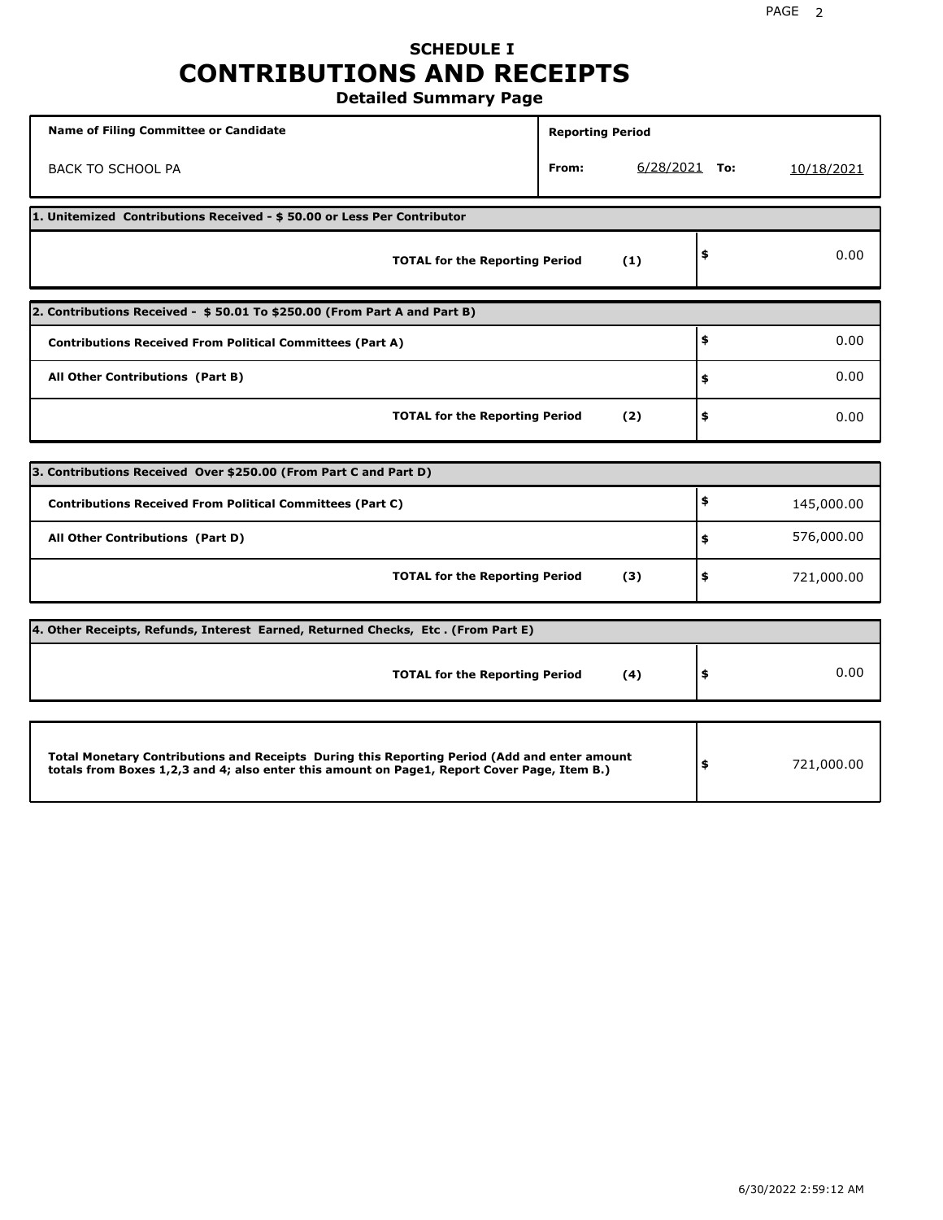# SCHEDULE I
# CONTRIBUTIONS AND RECEIPTS
## Detailed Summary Page

| Name of Filing Committee or Candidate | Reporting Period | | | |
|---|---|---|---|---|
| BACK TO SCHOOL PA | From: | 6/28/2021 | To: | 10/18/2021 |

**1. Unitemized Contributions Received - $ 50.00 or Less Per Contributor**

| | | |
|---|---|---|
| **TOTAL for the Reporting Period** (1) | $ | 0.00 |

**2. Contributions Received - $ 50.01 To $250.00 (From Part A and Part B)**

| | | |
|---|---|---|
| **Contributions Received From Political Committees (Part A)** | $ | 0.00 |
| **All Other Contributions (Part B)** | $ | 0.00 |
| **TOTAL for the Reporting Period** (2) | $ | 0.00 |

**3. Contributions Received Over $250.00 (From Part C and Part D)**

| | | |
|---|---|---|
| **Contributions Received From Political Committees (Part C)** | $ | 145,000.00 |
| **All Other Contributions (Part D)** | $ | 576,000.00 |
| **TOTAL for the Reporting Period** (3) | $ | 721,000.00 |

**4. Other Receipts, Refunds, Interest Earned, Returned Checks, Etc . (From Part E)**

| | | |
|---|---|---|
| **TOTAL for the Reporting Period** (4) | $ | 0.00 |

| | | |
|---|---|---|
| **Total Monetary Contributions and Receipts During this Reporting Period (Add and enter amount totals from Boxes 1,2,3 and 4; also enter this amount on Page1, Report Cover Page, Item B.)** | $ | 721,000.00 |

6/30/2022 2:59:12 AM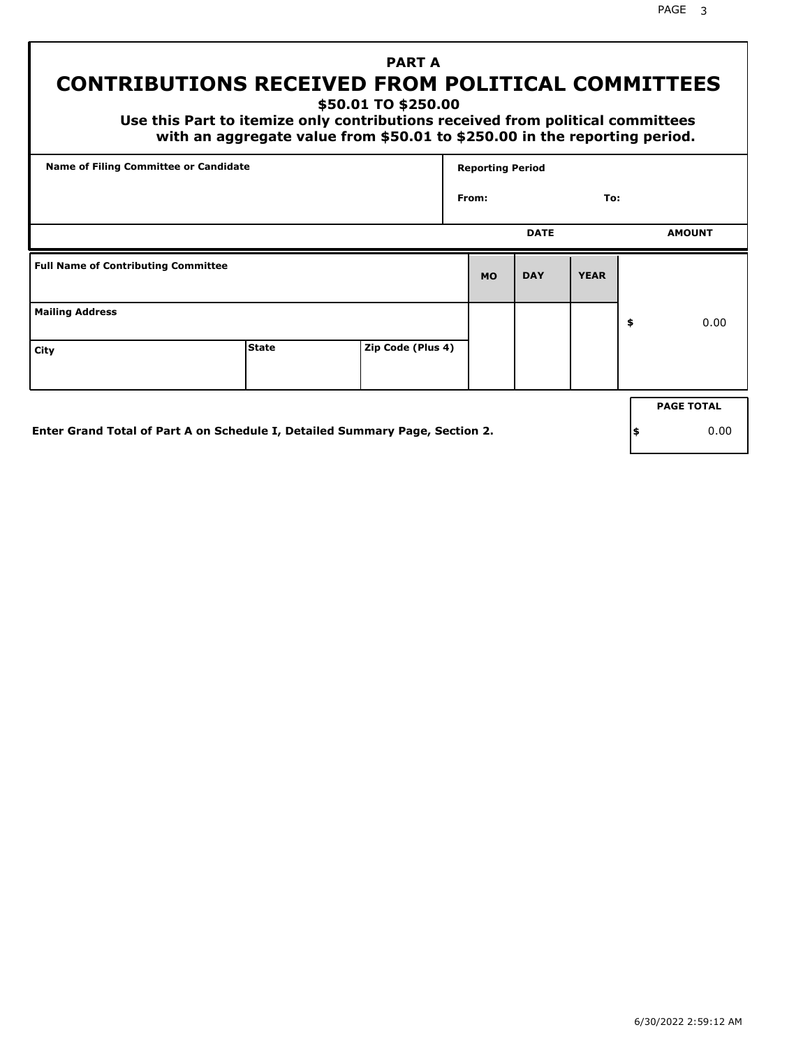## PART A

# CONTRIBUTIONS RECEIVED FROM POLITICAL COMMITTEES

### $50.01 TO $250.00

**Use this Part to itemize only contributions received from political committees with an aggregate value from $50.01 to $250.00 in the reporting period.**

| Name of Filing Committee or Candidate | Reporting Period |
|---|---|
| | From: To: |

| Full Name of Contributing Committee | | | DATE MO | DAY | YEAR | AMOUNT |
|---|---|---|---|---|---|---|
| Mailing Address | | | | | | $ 0.00 |
| City | State | Zip Code (Plus 4) | | | | |

**Enter Grand Total of Part A on Schedule I, Detailed Summary Page, Section 2.**

| PAGE TOTAL |
|---|
| $ 0.00 |

6/30/2022 2:59:12 AM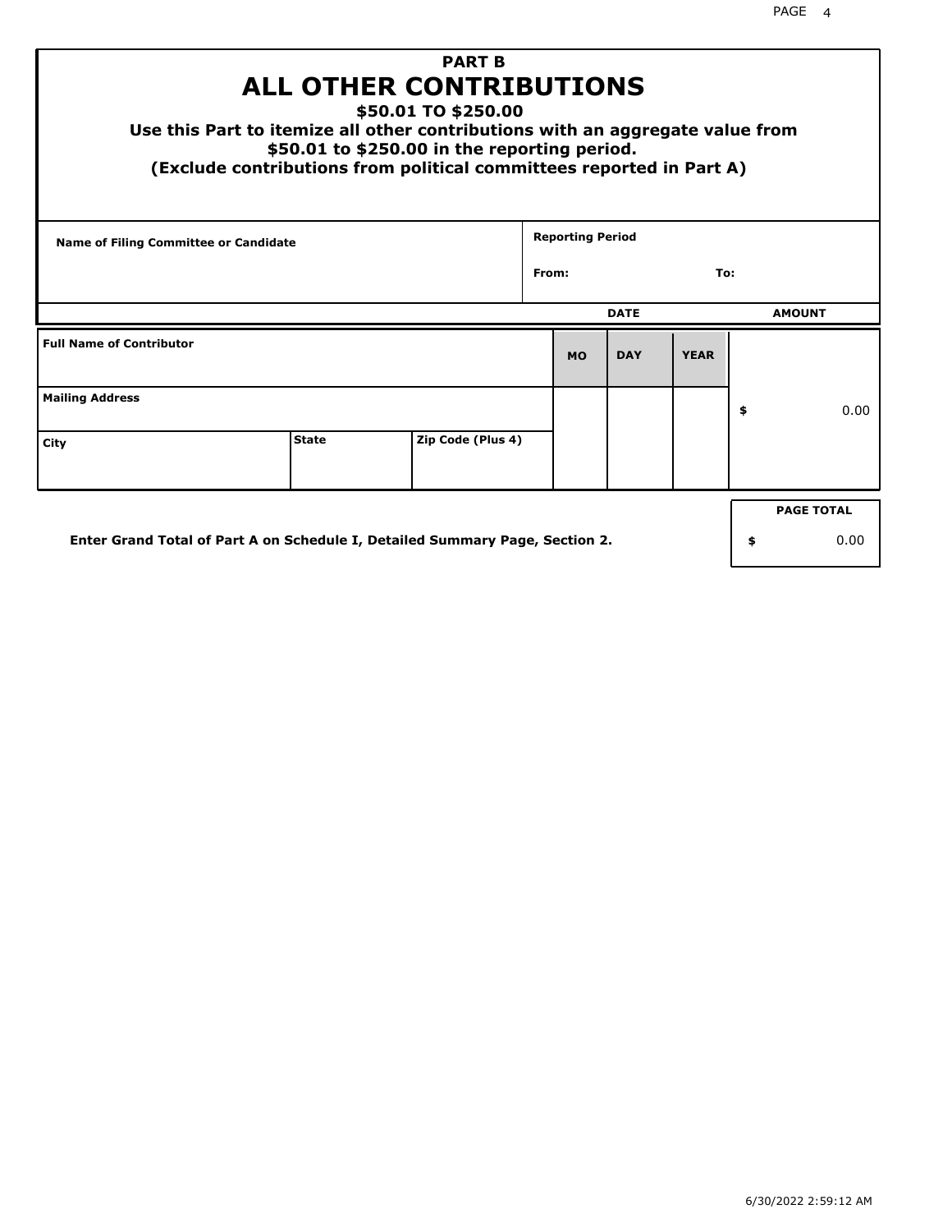# PART B
# ALL OTHER CONTRIBUTIONS

**$50.01 TO $250.00**

**Use this Part to itemize all other contributions with an aggregate value from $50.01 to $250.00 in the reporting period.**

**(Exclude contributions from political committees reported in Part A)**

| Name of Filing Committee or Candidate | Reporting Period |
|---|---|
| | From: To: |

| Full Name of Contributor | | | DATE MO | DATE DAY | DATE YEAR | AMOUNT |
|---|---|---|---|---|---|---|
| Mailing Address | | | | | | $ 0.00 |
| City | State | Zip Code (Plus 4) | | | | |

Enter Grand Total of Part A on Schedule I, Detailed Summary Page, Section 2.

| PAGE TOTAL |
|---|
| $ 0.00 |

6/30/2022 2:59:12 AM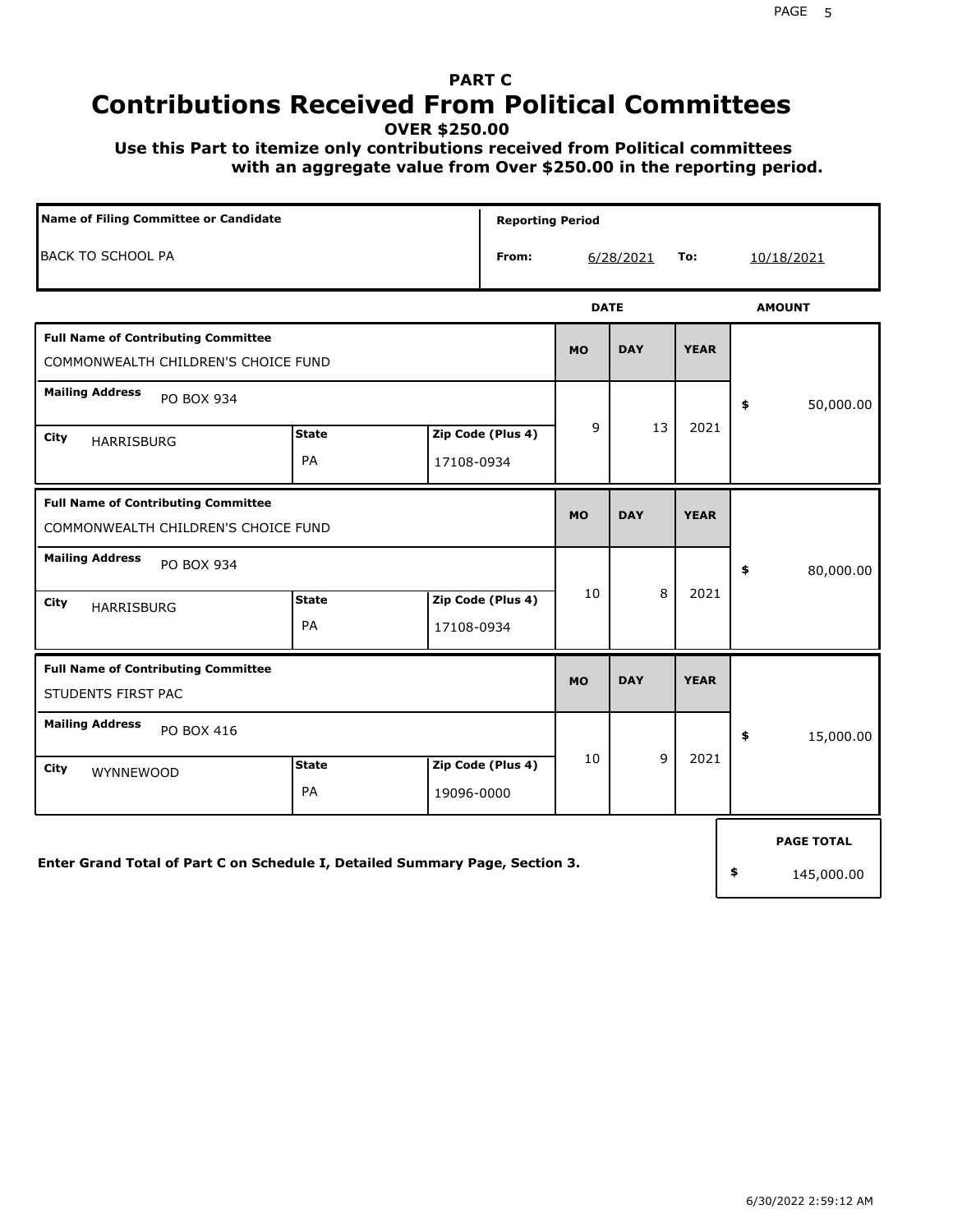# PART C

# Contributions Received From Political Committees

**OVER $250.00**

**Use this Part to itemize only contributions received from Political committees with an aggregate value from Over $250.00 in the reporting period.**

| Name of Filing Committee or Candidate | Reporting Period | | | |
|---|---|---|---|---|
| BACK TO SCHOOL PA | From: | 6/28/2021 | To: | 10/18/2021 |

| Full Name of Contributing Committee | Mailing Address | City | State | Zip Code (Plus 4) | MO | DAY | YEAR | AMOUNT |
|---|---|---|---|---|---|---|---|---|
| COMMONWEALTH CHILDREN'S CHOICE FUND | PO BOX 934 | HARRISBURG | PA | 17108-0934 | 9 | 13 | 2021 | $ 50,000.00 |
| COMMONWEALTH CHILDREN'S CHOICE FUND | PO BOX 934 | HARRISBURG | PA | 17108-0934 | 10 | 8 | 2021 | $ 80,000.00 |
| STUDENTS FIRST PAC | PO BOX 416 | WYNNEWOOD | PA | 19096-0000 | 10 | 9 | 2021 | $ 15,000.00 |

**Enter Grand Total of Part C on Schedule I, Detailed Summary Page, Section 3.**

| PAGE TOTAL |
|---|
| $ 145,000.00 |

6/30/2022 2:59:12 AM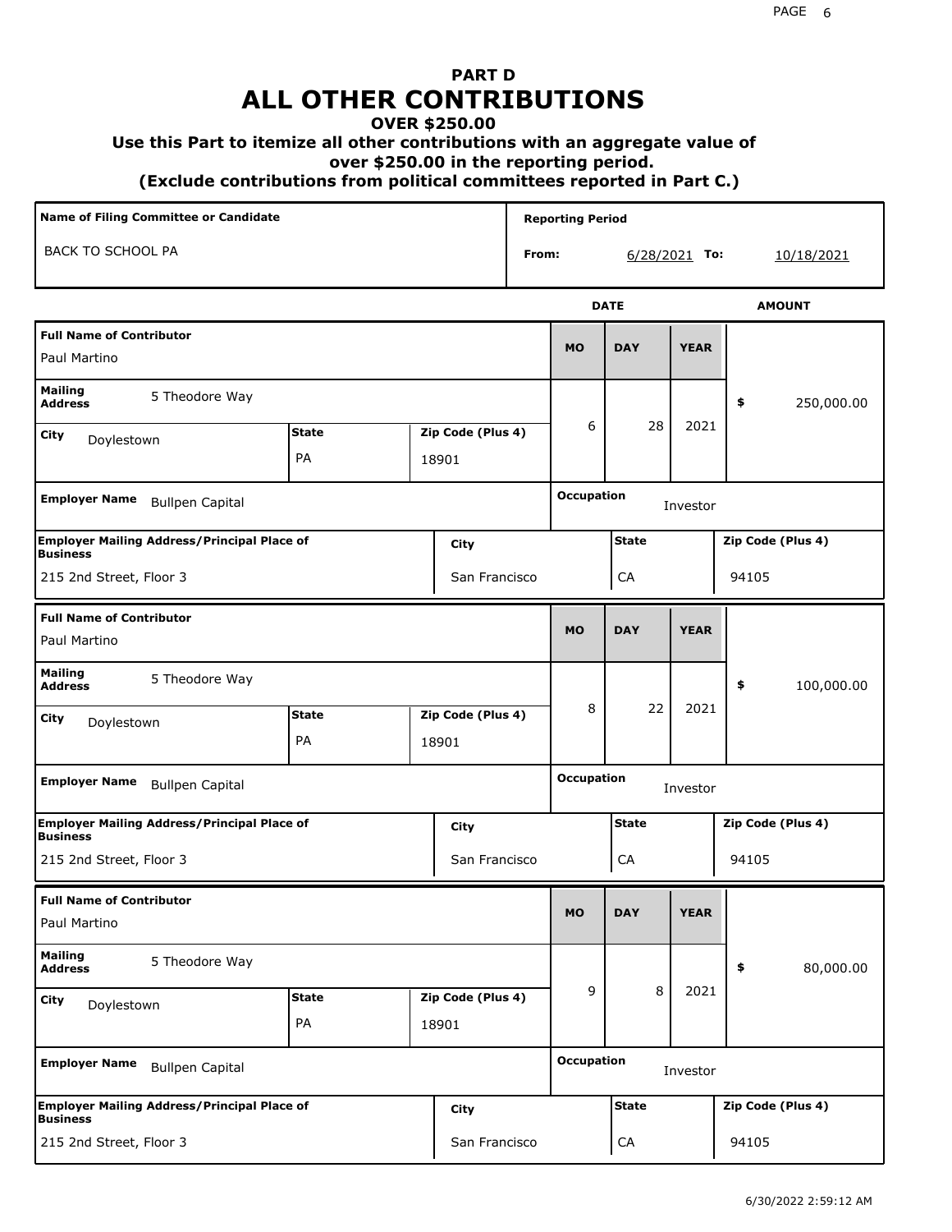# PART D
# ALL OTHER CONTRIBUTIONS
### OVER $250.00
### Use this Part to itemize all other contributions with an aggregate value of over $250.00 in the reporting period.
### (Exclude contributions from political committees reported in Part C.)

| Name of Filing Committee or Candidate | Reporting Period |
|---|---|
| BACK TO SCHOOL PA | From: 6/28/2021 To: 10/18/2021 |

| Full Name of Contributor | Mailing Address | City | State | Zip Code (Plus 4) | MO | DAY | YEAR | AMOUNT | Employer Name | Occupation | Employer Mailing Address/Principal Place of Business | City | State | Zip Code (Plus 4) |
|---|---|---|---|---|---|---|---|---|---|---|---|---|---|---|
| Paul Martino | 5 Theodore Way | Doylestown | PA | 18901 | 6 | 28 | 2021 | $ 250,000.00 | Bullpen Capital | Investor | 215 2nd Street, Floor 3 | San Francisco | CA | 94105 |
| Paul Martino | 5 Theodore Way | Doylestown | PA | 18901 | 8 | 22 | 2021 | $ 100,000.00 | Bullpen Capital | Investor | 215 2nd Street, Floor 3 | San Francisco | CA | 94105 |
| Paul Martino | 5 Theodore Way | Doylestown | PA | 18901 | 9 | 8 | 2021 | $ 80,000.00 | Bullpen Capital | Investor | 215 2nd Street, Floor 3 | San Francisco | CA | 94105 |

6/30/2022 2:59:12 AM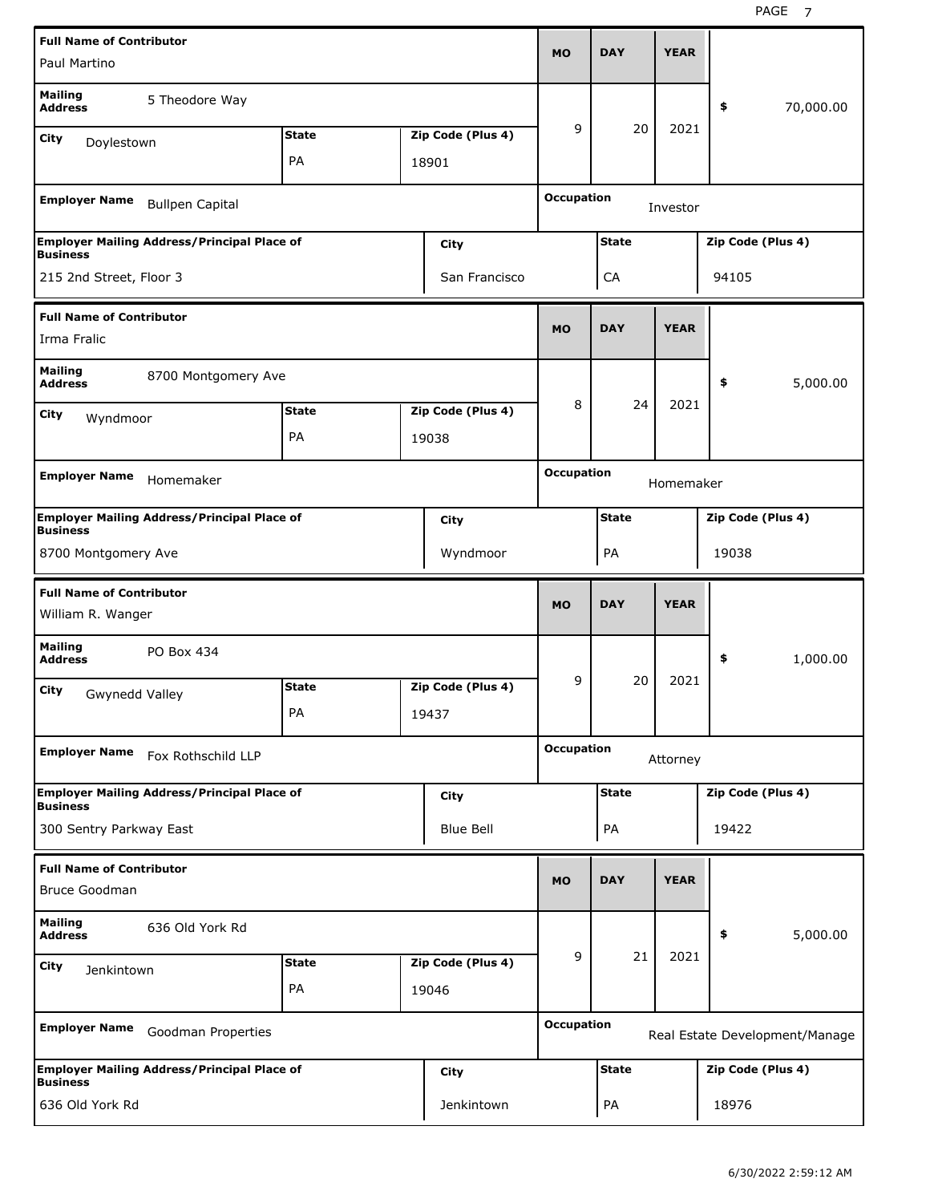| Full Name of Contributor | | | MO | DAY | YEAR | |
|---|---|---|---|---|---|---|
| Paul Martino | | | | | | |
| **Mailing Address** 5 Theodore Way | | | 9 | 20 | 2021 | $ 70,000.00 |
| **City** Doylestown | **State** PA | **Zip Code (Plus 4)** 18901 | | | | |
| **Employer Name** Bullpen Capital | | | **Occupation** Investor | | | |
| **Employer Mailing Address/Principal Place of Business** 215 2nd Street, Floor 3 | **City** San Francisco | | **State** CA | | **Zip Code (Plus 4)** 94105 | |

| Full Name of Contributor | | | MO | DAY | YEAR | |
|---|---|---|---|---|---|---|
| Irma Fralic | | | | | | |
| **Mailing Address** 8700 Montgomery Ave | | | 8 | 24 | 2021 | $ 5,000.00 |
| **City** Wyndmoor | **State** PA | **Zip Code (Plus 4)** 19038 | | | | |
| **Employer Name** Homemaker | | | **Occupation** Homemaker | | | |
| **Employer Mailing Address/Principal Place of Business** 8700 Montgomery Ave | **City** Wyndmoor | | **State** PA | | **Zip Code (Plus 4)** 19038 | |

| Full Name of Contributor | | | MO | DAY | YEAR | |
|---|---|---|---|---|---|---|
| William R. Wanger | | | | | | |
| **Mailing Address** PO Box 434 | | | 9 | 20 | 2021 | $ 1,000.00 |
| **City** Gwynedd Valley | **State** PA | **Zip Code (Plus 4)** 19437 | | | | |
| **Employer Name** Fox Rothschild LLP | | | **Occupation** Attorney | | | |
| **Employer Mailing Address/Principal Place of Business** 300 Sentry Parkway East | **City** Blue Bell | | **State** PA | | **Zip Code (Plus 4)** 19422 | |

| Full Name of Contributor | | | MO | DAY | YEAR | |
|---|---|---|---|---|---|---|
| Bruce Goodman | | | | | | |
| **Mailing Address** 636 Old York Rd | | | 9 | 21 | 2021 | $ 5,000.00 |
| **City** Jenkintown | **State** PA | **Zip Code (Plus 4)** 19046 | | | | |
| **Employer Name** Goodman Properties | | | **Occupation** Real Estate Development/Manage | | | |
| **Employer Mailing Address/Principal Place of Business** 636 Old York Rd | **City** Jenkintown | | **State** PA | | **Zip Code (Plus 4)** 18976 | |

6/30/2022 2:59:12 AM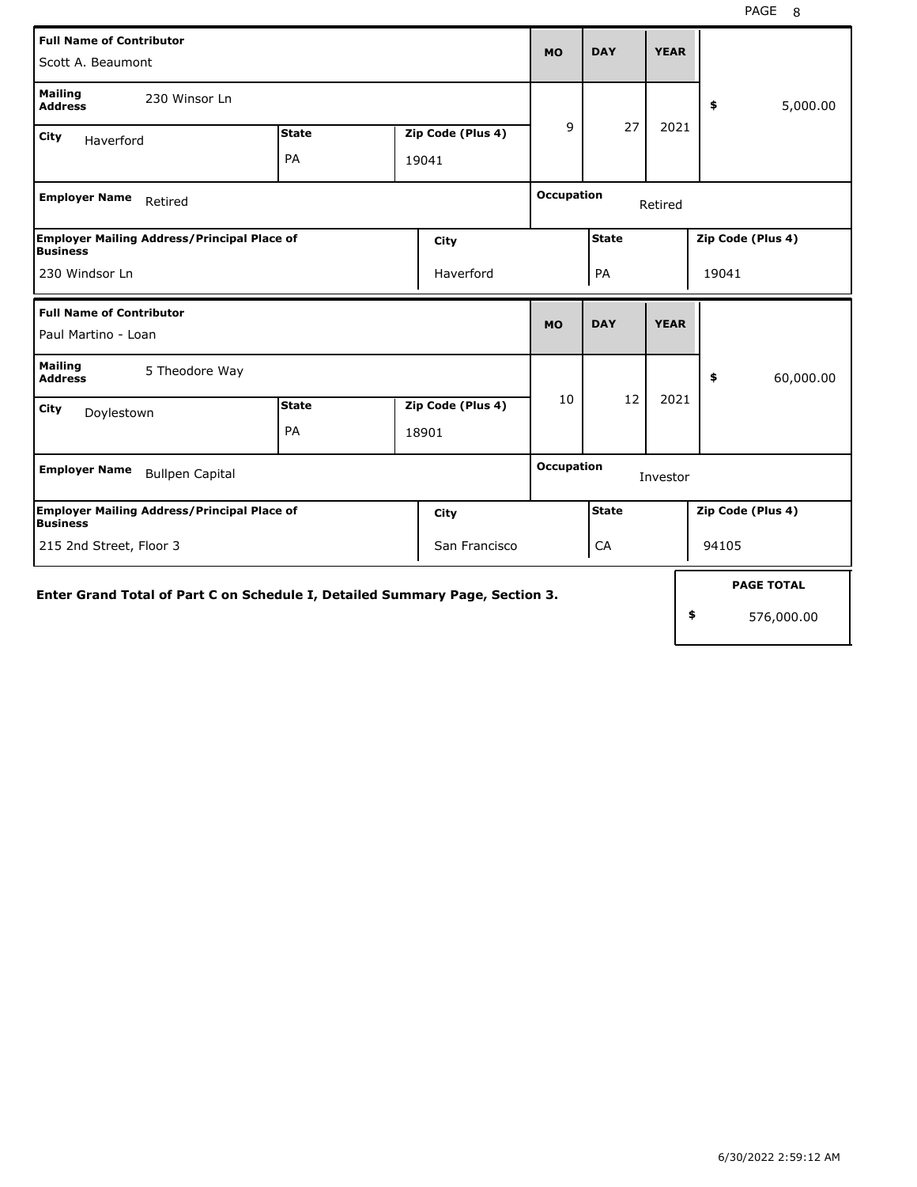| Full Name of Contributor | | | MO | DAY | YEAR | |
|---|---|---|---|---|---|---|
| Scott A. Beaumont | | | 9 | 27 | 2021 | $ 5,000.00 |
| **Mailing Address** 230 Winsor Ln | | | | | | |
| **City** Haverford | **State** PA | **Zip Code (Plus 4)** 19041 | | | | |
| **Employer Name** Retired | | | **Occupation** Retired | | | |
| **Employer Mailing Address/Principal Place of Business** 230 Windsor Ln | **City** Haverford | | **State** PA | | **Zip Code (Plus 4)** 19041 | |

| Full Name of Contributor | | | MO | DAY | YEAR | |
|---|---|---|---|---|---|---|
| Paul Martino - Loan | | | 10 | 12 | 2021 | $ 60,000.00 |
| **Mailing Address** 5 Theodore Way | | | | | | |
| **City** Doylestown | **State** PA | **Zip Code (Plus 4)** 18901 | | | | |
| **Employer Name** Bullpen Capital | | | **Occupation** Investor | | | |
| **Employer Mailing Address/Principal Place of Business** 215 2nd Street, Floor 3 | **City** San Francisco | | **State** CA | | **Zip Code (Plus 4)** 94105 | |

**Enter Grand Total of Part C on Schedule I, Detailed Summary Page, Section 3.**

| PAGE TOTAL |
|---|
| $ 576,000.00 |

6/30/2022 2:59:12 AM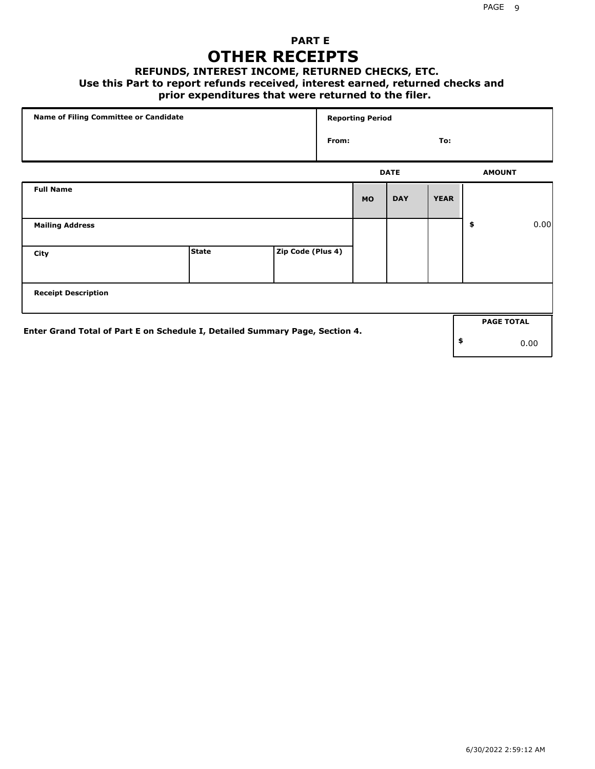# PART E
## OTHER RECEIPTS
### REFUNDS, INTEREST INCOME, RETURNED CHECKS, ETC.
**Use this Part to report refunds received, interest earned, returned checks and prior expenditures that were returned to the filer.**

| Name of Filing Committee or Candidate | Reporting Period | |
|---|---|---|
| | From: | To: |

| | | | DATE | | | AMOUNT |
|---|---|---|---|---|---|---|
| **Full Name** | | | **MO** | **DAY** | **YEAR** | |
| **Mailing Address** | | | | | | $ 0.00 |
| **City** | **State** | **Zip Code (Plus 4)** | | | | |
| **Receipt Description** | | | | | | |

**Enter Grand Total of Part E on Schedule I, Detailed Summary Page, Section 4.**

| PAGE TOTAL |
|---|
| $ 0.00 |

6/30/2022 2:59:12 AM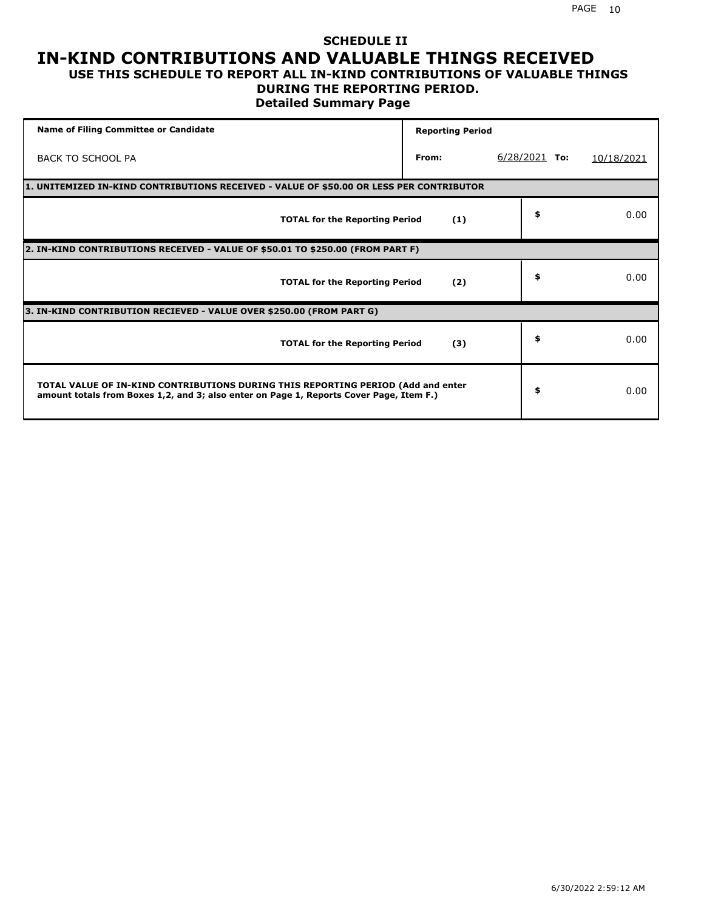# SCHEDULE II

# IN-KIND CONTRIBUTIONS AND VALUABLE THINGS RECEIVED

## USE THIS SCHEDULE TO REPORT ALL IN-KIND CONTRIBUTIONS OF VALUABLE THINGS DURING THE REPORTING PERIOD.

### Detailed Summary Page

| Name of Filing Committee or Candidate | Reporting Period | | | |
|---|---|---|---|---|
| BACK TO SCHOOL PA | From: | 6/28/2021 | To: | 10/18/2021 |

| **1. UNITEMIZED IN-KIND CONTRIBUTIONS RECEIVED - VALUE OF $50.00 OR LESS PER CONTRIBUTOR** | | |
|---|---|---|
| **TOTAL for the Reporting Period** | **(1)** | $ 0.00 |
| **2. IN-KIND CONTRIBUTIONS RECEIVED - VALUE OF $50.01 TO $250.00 (FROM PART F)** | | |
| **TOTAL for the Reporting Period** | **(2)** | $ 0.00 |
| **3. IN-KIND CONTRIBUTION RECIEVED - VALUE OVER $250.00 (FROM PART G)** | | |
| **TOTAL for the Reporting Period** | **(3)** | $ 0.00 |
| **TOTAL VALUE OF IN-KIND CONTRIBUTIONS DURING THIS REPORTING PERIOD (Add and enter amount totals from Boxes 1,2, and 3; also enter on Page 1, Reports Cover Page, Item F.)** | | $ 0.00 |

6/30/2022 2:59:12 AM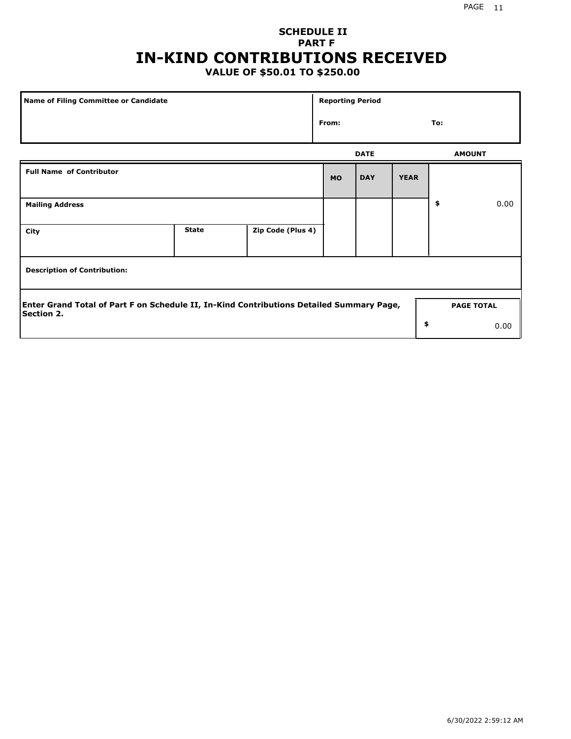**SCHEDULE II**
**PART F**

# IN-KIND CONTRIBUTIONS RECEIVED

**VALUE OF $50.01 TO $250.00**

| Name of Filing Committee or Candidate | Reporting Period | |
|---|---|---|
| | From: | To: |

| Full Name of Contributor | | | DATE | | | AMOUNT |
|---|---|---|---|---|---|---|
| | | | MO | DAY | YEAR | |
| Mailing Address | | | | | | $ 0.00 |
| City | State | Zip Code (Plus 4) | | | | |
| Description of Contribution: | | | | | | |

| Enter Grand Total of Part F on Schedule II, In-Kind Contributions Detailed Summary Page, Section 2. | PAGE TOTAL |
|---|---|
| | $ 0.00 |

6/30/2022 2:59:12 AM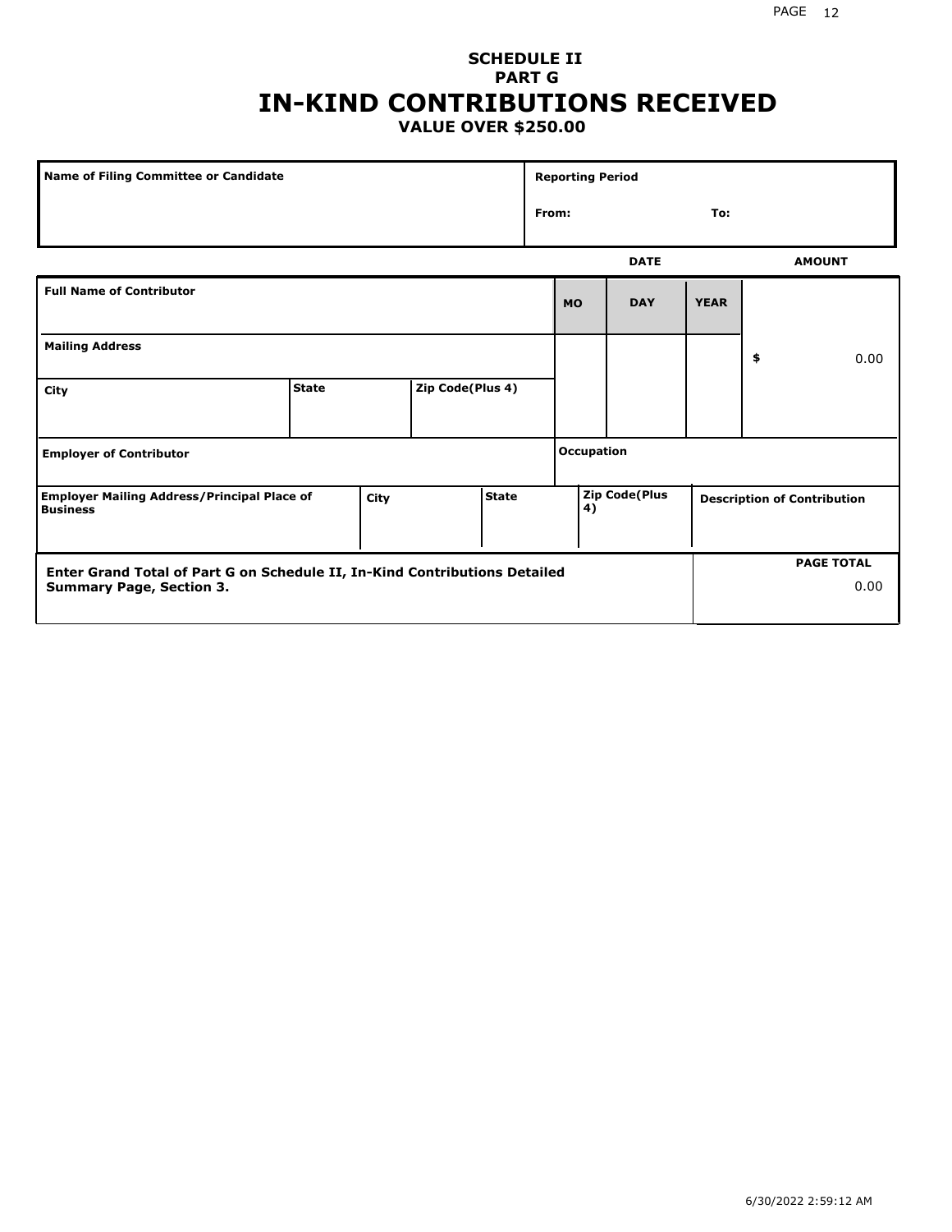# SCHEDULE II
## PART G
# IN-KIND CONTRIBUTIONS RECEIVED
### VALUE OVER $250.00

| Name of Filing Committee or Candidate | Reporting Period |
|---|---|
| | From: To: |

| Full Name of Contributor | | | DATE | | | AMOUNT |
|---|---|---|---|---|---|---|
| | | | MO | DAY | YEAR | |
| Mailing Address | | | | | | $ 0.00 |
| City | State | Zip Code(Plus 4) | | | | |
| Employer of Contributor | | | Occupation | | | |
| Employer Mailing Address/Principal Place of Business | City | State | Zip Code(Plus 4) | | | Description of Contribution |

| Enter Grand Total of Part G on Schedule II, In-Kind Contributions Detailed Summary Page, Section 3. | PAGE TOTAL |
|---|---|
| | 0.00 |

6/30/2022 2:59:12 AM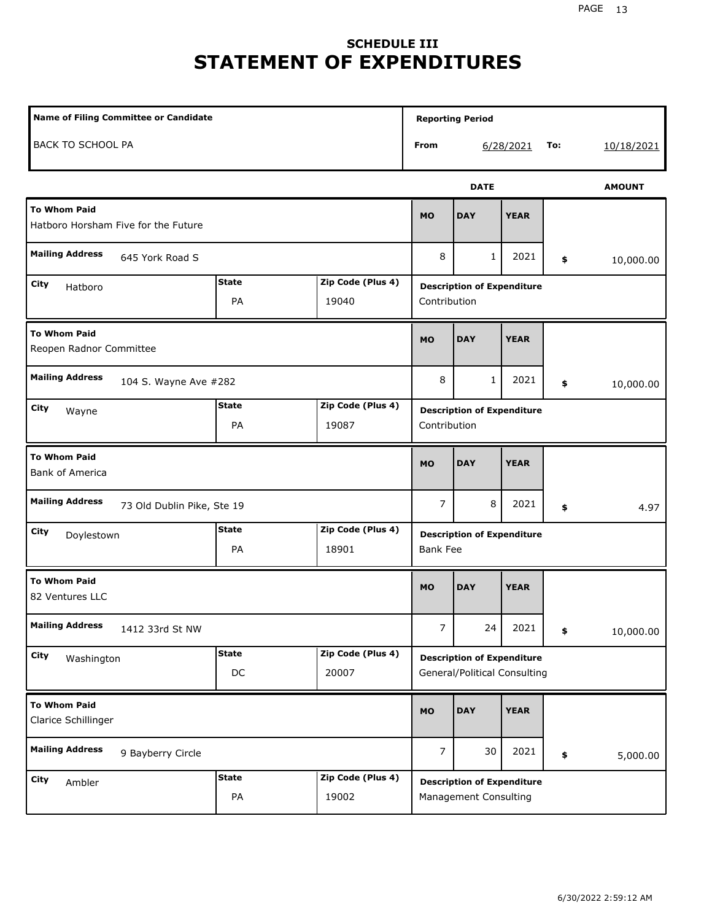## SCHEDULE III

# STATEMENT OF EXPENDITURES

| Name of Filing Committee or Candidate | Reporting Period | |
|---|---|---|
| BACK TO SCHOOL PA | From 6/28/2021 | To: 10/18/2021 |

| To Whom Paid | Mailing Address | City | State | Zip Code (Plus 4) | MO | DAY | YEAR | AMOUNT | Description of Expenditure |
|---|---|---|---|---|---|---|---|---|---|
| Hatboro Horsham Five for the Future | 645 York Road S | Hatboro | PA | 19040 | 8 | 1 | 2021 | $ 10,000.00 | Contribution |
| Reopen Radnor Committee | 104 S. Wayne Ave #282 | Wayne | PA | 19087 | 8 | 1 | 2021 | $ 10,000.00 | Contribution |
| Bank of America | 73 Old Dublin Pike, Ste 19 | Doylestown | PA | 18901 | 7 | 8 | 2021 | $ 4.97 | Bank Fee |
| 82 Ventures LLC | 1412 33rd St NW | Washington | DC | 20007 | 7 | 24 | 2021 | $ 10,000.00 | General/Political Consulting |
| Clarice Schillinger | 9 Bayberry Circle | Ambler | PA | 19002 | 7 | 30 | 2021 | $ 5,000.00 | Management Consulting |

6/30/2022 2:59:12 AM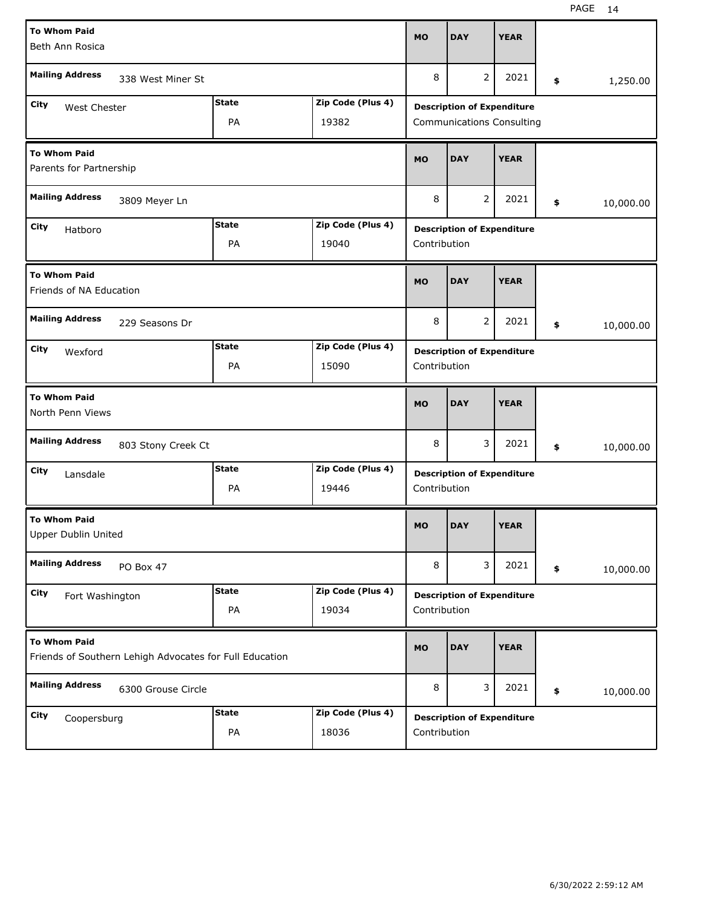| To Whom Paid | Mailing Address | City | State | Zip Code (Plus 4) | MO | DAY | YEAR | Amount | Description of Expenditure |
|---|---|---|---|---|---|---|---|---|---|
| Beth Ann Rosica | 338 West Miner St | West Chester | PA | 19382 | 8 | 2 | 2021 | $ 1,250.00 | Communications Consulting |
| Parents for Partnership | 3809 Meyer Ln | Hatboro | PA | 19040 | 8 | 2 | 2021 | $ 10,000.00 | Contribution |
| Friends of NA Education | 229 Seasons Dr | Wexford | PA | 15090 | 8 | 2 | 2021 | $ 10,000.00 | Contribution |
| North Penn Views | 803 Stony Creek Ct | Lansdale | PA | 19446 | 8 | 3 | 2021 | $ 10,000.00 | Contribution |
| Upper Dublin United | PO Box 47 | Fort Washington | PA | 19034 | 8 | 3 | 2021 | $ 10,000.00 | Contribution |
| Friends of Southern Lehigh Advocates for Full Education | 6300 Grouse Circle | Coopersburg | PA | 18036 | 8 | 3 | 2021 | $ 10,000.00 | Contribution |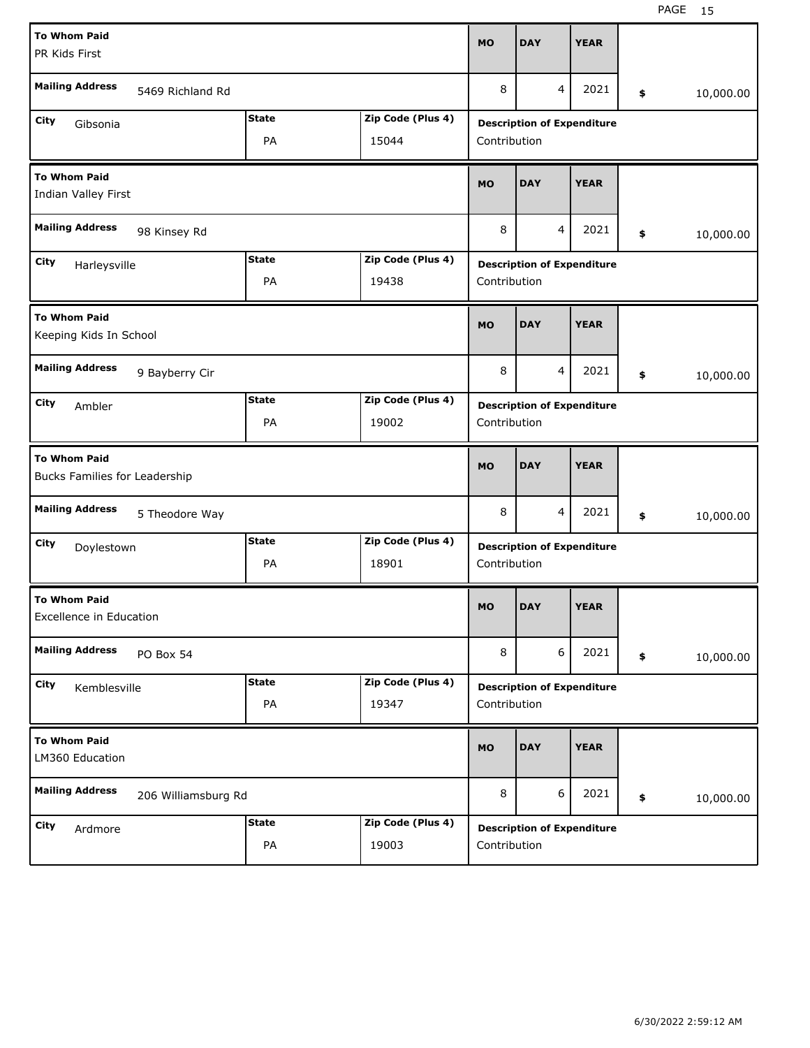| To Whom Paid | Mailing Address | City | State | Zip Code (Plus 4) | MO | DAY | YEAR | Amount | Description of Expenditure |
|---|---|---|---|---|---|---|---|---|---|
| PR Kids First | 5469 Richland Rd | Gibsonia | PA | 15044 | 8 | 4 | 2021 | $ 10,000.00 | Contribution |
| Indian Valley First | 98 Kinsey Rd | Harleysville | PA | 19438 | 8 | 4 | 2021 | $ 10,000.00 | Contribution |
| Keeping Kids In School | 9 Bayberry Cir | Ambler | PA | 19002 | 8 | 4 | 2021 | $ 10,000.00 | Contribution |
| Bucks Families for Leadership | 5 Theodore Way | Doylestown | PA | 18901 | 8 | 4 | 2021 | $ 10,000.00 | Contribution |
| Excellence in Education | PO Box 54 | Kemblesville | PA | 19347 | 8 | 6 | 2021 | $ 10,000.00 | Contribution |
| LM360 Education | 206 Williamsburg Rd | Ardmore | PA | 19003 | 8 | 6 | 2021 | $ 10,000.00 | Contribution |

6/30/2022 2:59:12 AM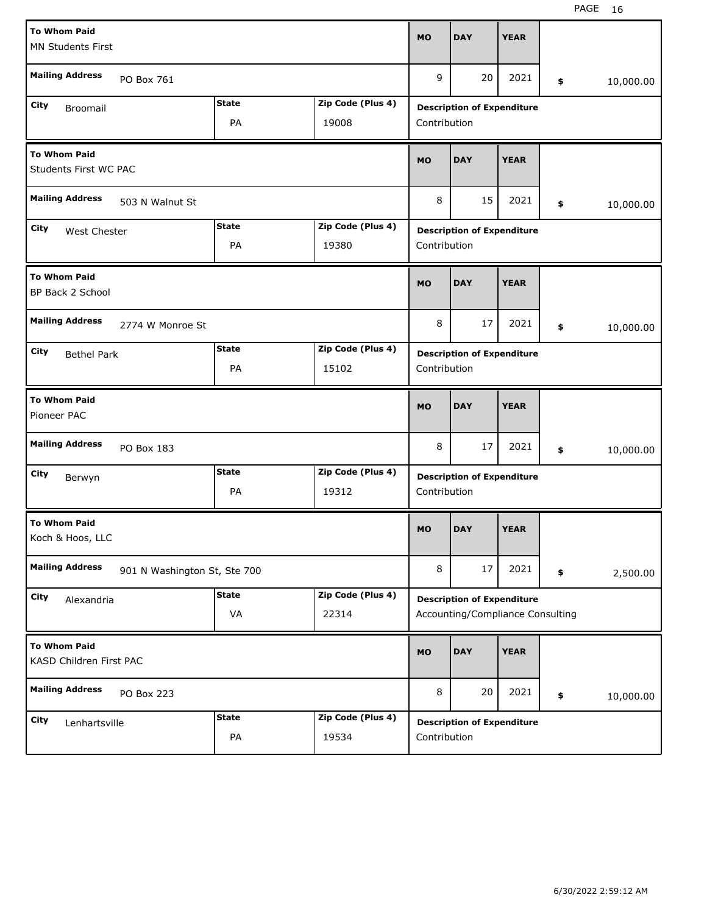| To Whom Paid | Mailing Address | City | State | Zip Code (Plus 4) | MO | DAY | YEAR | Amount | Description of Expenditure |
|---|---|---|---|---|---|---|---|---|---|
| MN Students First | PO Box 761 | Broomail | PA | 19008 | 9 | 20 | 2021 | $ 10,000.00 | Contribution |
| Students First WC PAC | 503 N Walnut St | West Chester | PA | 19380 | 8 | 15 | 2021 | $ 10,000.00 | Contribution |
| BP Back 2 School | 2774 W Monroe St | Bethel Park | PA | 15102 | 8 | 17 | 2021 | $ 10,000.00 | Contribution |
| Pioneer PAC | PO Box 183 | Berwyn | PA | 19312 | 8 | 17 | 2021 | $ 10,000.00 | Contribution |
| Koch & Hoos, LLC | 901 N Washington St, Ste 700 | Alexandria | VA | 22314 | 8 | 17 | 2021 | $ 2,500.00 | Accounting/Compliance Consulting |
| KASD Children First PAC | PO Box 223 | Lenhartsville | PA | 19534 | 8 | 20 | 2021 | $ 10,000.00 | Contribution |

6/30/2022 2:59:12 AM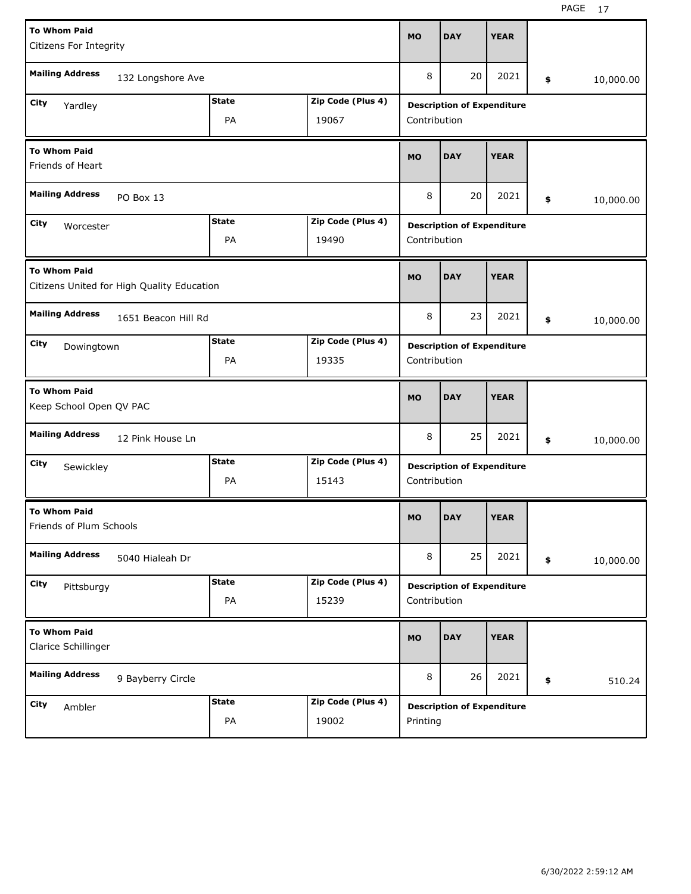| To Whom Paid | Mailing Address | City | State | Zip Code (Plus 4) | MO | DAY | YEAR | Amount | Description of Expenditure |
|---|---|---|---|---|---|---|---|---|---|
| Citizens For Integrity | 132 Longshore Ave | Yardley | PA | 19067 | 8 | 20 | 2021 | $ 10,000.00 | Contribution |
| Friends of Heart | PO Box 13 | Worcester | PA | 19490 | 8 | 20 | 2021 | $ 10,000.00 | Contribution |
| Citizens United for High Quality Education | 1651 Beacon Hill Rd | Dowingtown | PA | 19335 | 8 | 23 | 2021 | $ 10,000.00 | Contribution |
| Keep School Open QV PAC | 12 Pink House Ln | Sewickley | PA | 15143 | 8 | 25 | 2021 | $ 10,000.00 | Contribution |
| Friends of Plum Schools | 5040 Hialeah Dr | Pittsburgy | PA | 15239 | 8 | 25 | 2021 | $ 10,000.00 | Contribution |
| Clarice Schillinger | 9 Bayberry Circle | Ambler | PA | 19002 | 8 | 26 | 2021 | $ 510.24 | Printing |

6/30/2022 2:59:12 AM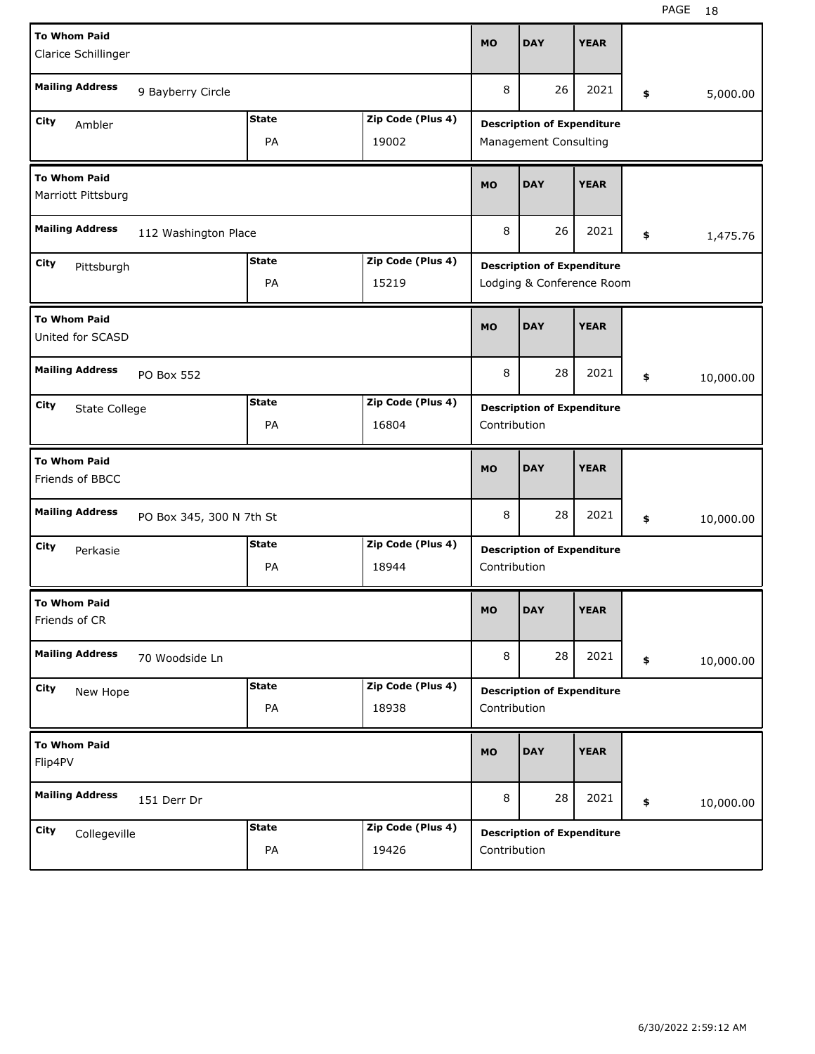| To Whom Paid | Mailing Address | City | State | Zip Code (Plus 4) | MO | DAY | YEAR | Amount | Description of Expenditure |
|---|---|---|---|---|---|---|---|---|---|
| Clarice Schillinger | 9 Bayberry Circle | Ambler | PA | 19002 | 8 | 26 | 2021 | $ 5,000.00 | Management Consulting |
| Marriott Pittsburg | 112 Washington Place | Pittsburgh | PA | 15219 | 8 | 26 | 2021 | $ 1,475.76 | Lodging & Conference Room |
| United for SCASD | PO Box 552 | State College | PA | 16804 | 8 | 28 | 2021 | $ 10,000.00 | Contribution |
| Friends of BBCC | PO Box 345, 300 N 7th St | Perkasie | PA | 18944 | 8 | 28 | 2021 | $ 10,000.00 | Contribution |
| Friends of CR | 70 Woodside Ln | New Hope | PA | 18938 | 8 | 28 | 2021 | $ 10,000.00 | Contribution |
| Flip4PV | 151 Derr Dr | Collegeville | PA | 19426 | 8 | 28 | 2021 | $ 10,000.00 | Contribution |

6/30/2022 2:59:12 AM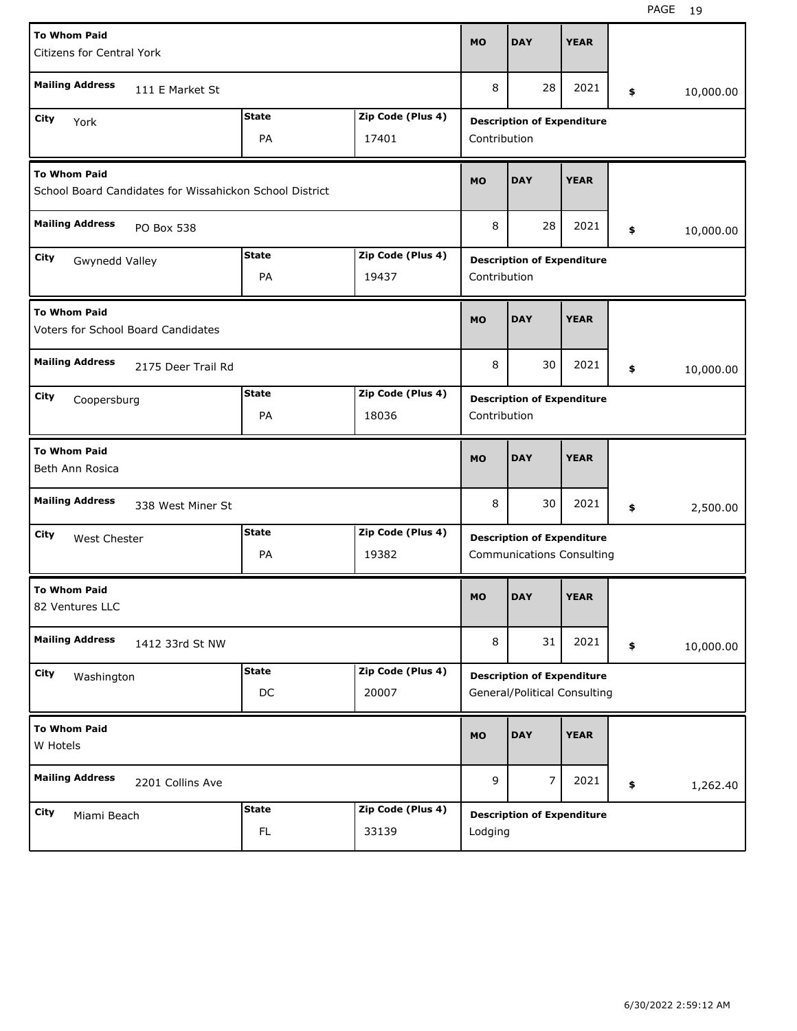| To Whom Paid | Mailing Address | City | State | Zip Code (Plus 4) | MO | DAY | YEAR | Amount | Description of Expenditure |
|---|---|---|---|---|---|---|---|---|---|
| Citizens for Central York | 111 E Market St | York | PA | 17401 | 8 | 28 | 2021 | $ 10,000.00 | Contribution |
| School Board Candidates for Wissahickon School District | PO Box 538 | Gwynedd Valley | PA | 19437 | 8 | 28 | 2021 | $ 10,000.00 | Contribution |
| Voters for School Board Candidates | 2175 Deer Trail Rd | Coopersburg | PA | 18036 | 8 | 30 | 2021 | $ 10,000.00 | Contribution |
| Beth Ann Rosica | 338 West Miner St | West Chester | PA | 19382 | 8 | 30 | 2021 | $ 2,500.00 | Communications Consulting |
| 82 Ventures LLC | 1412 33rd St NW | Washington | DC | 20007 | 8 | 31 | 2021 | $ 10,000.00 | General/Political Consulting |
| W Hotels | 2201 Collins Ave | Miami Beach | FL | 33139 | 9 | 7 | 2021 | $ 1,262.40 | Lodging |

6/30/2022 2:59:12 AM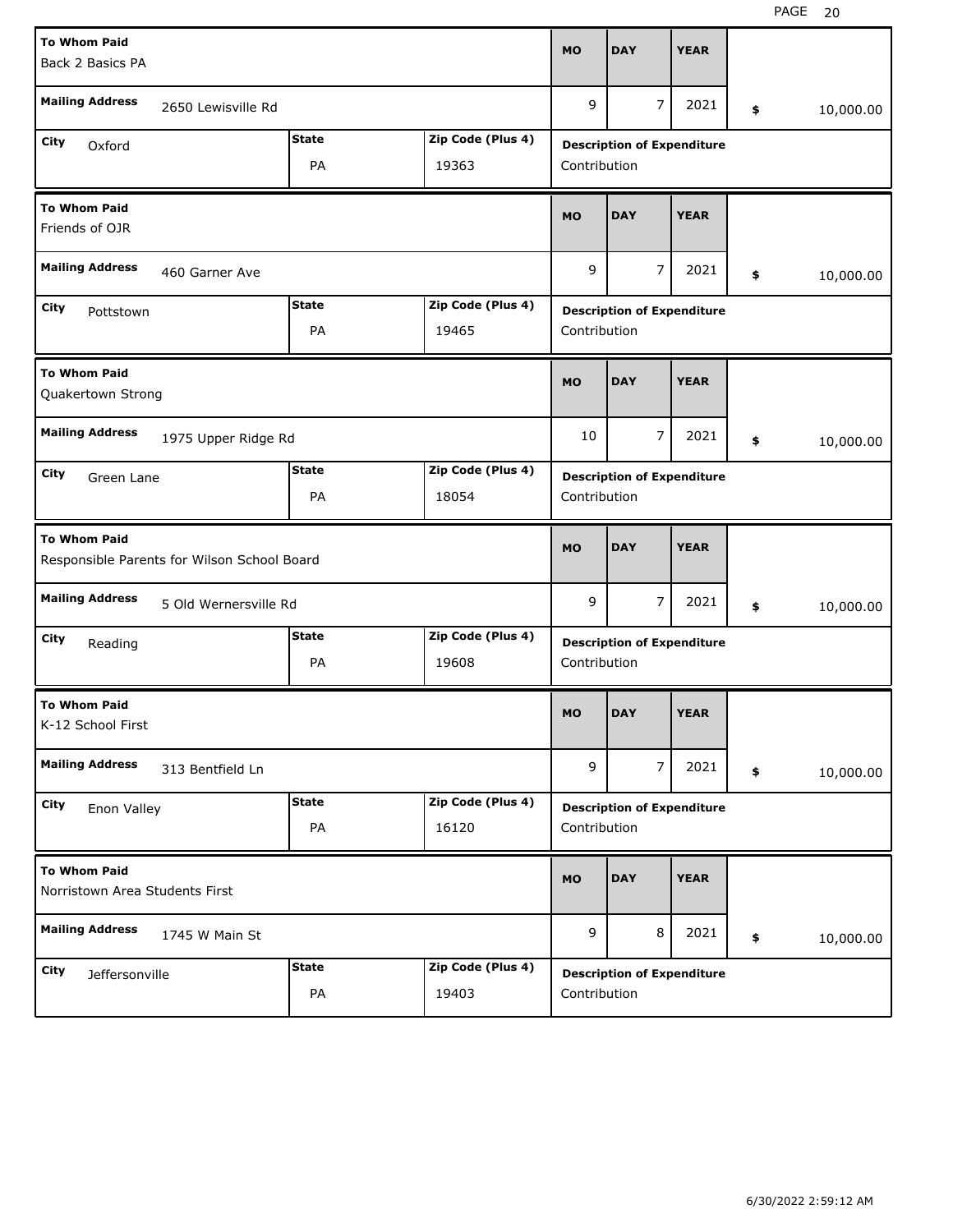| To Whom Paid | Mailing Address | City | State | Zip Code (Plus 4) | MO | DAY | YEAR | Amount | Description of Expenditure |
|---|---|---|---|---|---|---|---|---|---|
| Back 2 Basics PA | 2650 Lewisville Rd | Oxford | PA | 19363 | 9 | 7 | 2021 | $ 10,000.00 | Contribution |
| Friends of OJR | 460 Garner Ave | Pottstown | PA | 19465 | 9 | 7 | 2021 | $ 10,000.00 | Contribution |
| Quakertown Strong | 1975 Upper Ridge Rd | Green Lane | PA | 18054 | 10 | 7 | 2021 | $ 10,000.00 | Contribution |
| Responsible Parents for Wilson School Board | 5 Old Wernersville Rd | Reading | PA | 19608 | 9 | 7 | 2021 | $ 10,000.00 | Contribution |
| K-12 School First | 313 Bentfield Ln | Enon Valley | PA | 16120 | 9 | 7 | 2021 | $ 10,000.00 | Contribution |
| Norristown Area Students First | 1745 W Main St | Jeffersonville | PA | 19403 | 9 | 8 | 2021 | $ 10,000.00 | Contribution |

6/30/2022 2:59:12 AM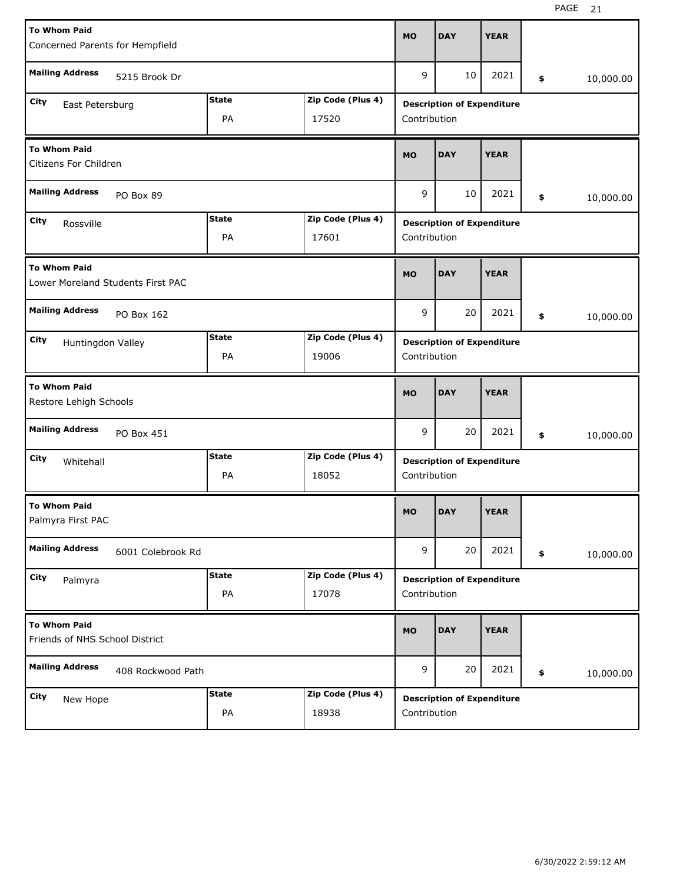| To Whom Paid | Mailing Address | City | State | Zip Code (Plus 4) | MO | DAY | YEAR | Amount | Description of Expenditure |
|---|---|---|---|---|---|---|---|---|---|
| Concerned Parents for Hempfield | 5215 Brook Dr | East Petersburg | PA | 17520 | 9 | 10 | 2021 | $ 10,000.00 | Contribution |
| Citizens For Children | PO Box 89 | Rossville | PA | 17601 | 9 | 10 | 2021 | $ 10,000.00 | Contribution |
| Lower Moreland Students First PAC | PO Box 162 | Huntingdon Valley | PA | 19006 | 9 | 20 | 2021 | $ 10,000.00 | Contribution |
| Restore Lehigh Schools | PO Box 451 | Whitehall | PA | 18052 | 9 | 20 | 2021 | $ 10,000.00 | Contribution |
| Palmyra First PAC | 6001 Colebrook Rd | Palmyra | PA | 17078 | 9 | 20 | 2021 | $ 10,000.00 | Contribution |
| Friends of NHS School District | 408 Rockwood Path | New Hope | PA | 18938 | 9 | 20 | 2021 | $ 10,000.00 | Contribution |

6/30/2022 2:59:12 AM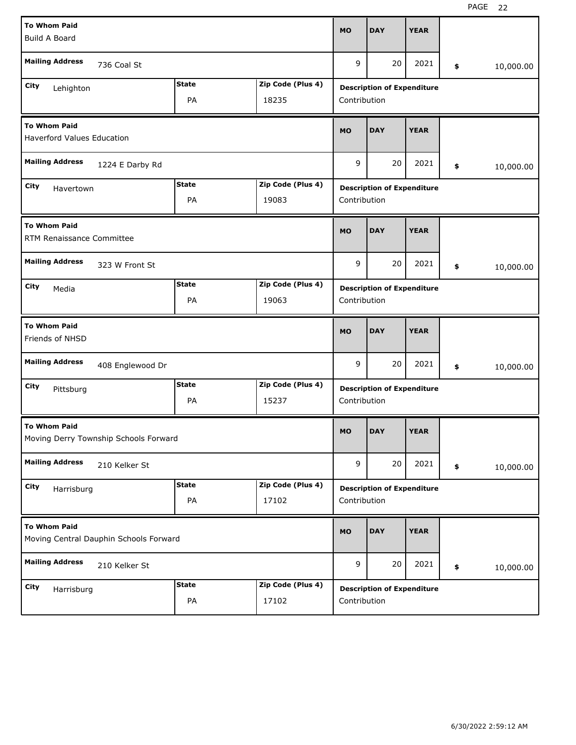| To Whom Paid | MO | DAY | YEAR | Amount | Mailing Address | City | State | Zip Code (Plus 4) | Description of Expenditure |
|---|---|---|---|---|---|---|---|---|---|
| Build A Board | 9 | 20 | 2021 | $ 10,000.00 | 736 Coal St | Lehighton | PA | 18235 | Contribution |
| Haverford Values Education | 9 | 20 | 2021 | $ 10,000.00 | 1224 E Darby Rd | Havertown | PA | 19083 | Contribution |
| RTM Renaissance Committee | 9 | 20 | 2021 | $ 10,000.00 | 323 W Front St | Media | PA | 19063 | Contribution |
| Friends of NHSD | 9 | 20 | 2021 | $ 10,000.00 | 408 Englewood Dr | Pittsburg | PA | 15237 | Contribution |
| Moving Derry Township Schools Forward | 9 | 20 | 2021 | $ 10,000.00 | 210 Kelker St | Harrisburg | PA | 17102 | Contribution |
| Moving Central Dauphin Schools Forward | 9 | 20 | 2021 | $ 10,000.00 | 210 Kelker St | Harrisburg | PA | 17102 | Contribution |

6/30/2022 2:59:12 AM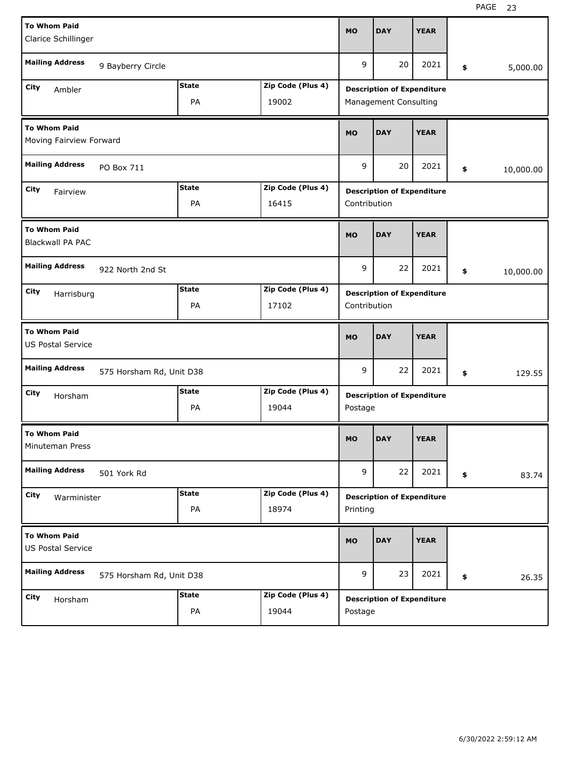| To Whom Paid | Mailing Address | City | State | Zip Code (Plus 4) | MO | DAY | YEAR | Amount | Description of Expenditure |
|---|---|---|---|---|---|---|---|---|---|
| Clarice Schillinger | 9 Bayberry Circle | Ambler | PA | 19002 | 9 | 20 | 2021 | $ 5,000.00 | Management Consulting |
| Moving Fairview Forward | PO Box 711 | Fairview | PA | 16415 | 9 | 20 | 2021 | $ 10,000.00 | Contribution |
| Blackwall PA PAC | 922 North 2nd St | Harrisburg | PA | 17102 | 9 | 22 | 2021 | $ 10,000.00 | Contribution |
| US Postal Service | 575 Horsham Rd, Unit D38 | Horsham | PA | 19044 | 9 | 22 | 2021 | $ 129.55 | Postage |
| Minuteman Press | 501 York Rd | Warminister | PA | 18974 | 9 | 22 | 2021 | $ 83.74 | Printing |
| US Postal Service | 575 Horsham Rd, Unit D38 | Horsham | PA | 19044 | 9 | 23 | 2021 | $ 26.35 | Postage |

6/30/2022 2:59:12 AM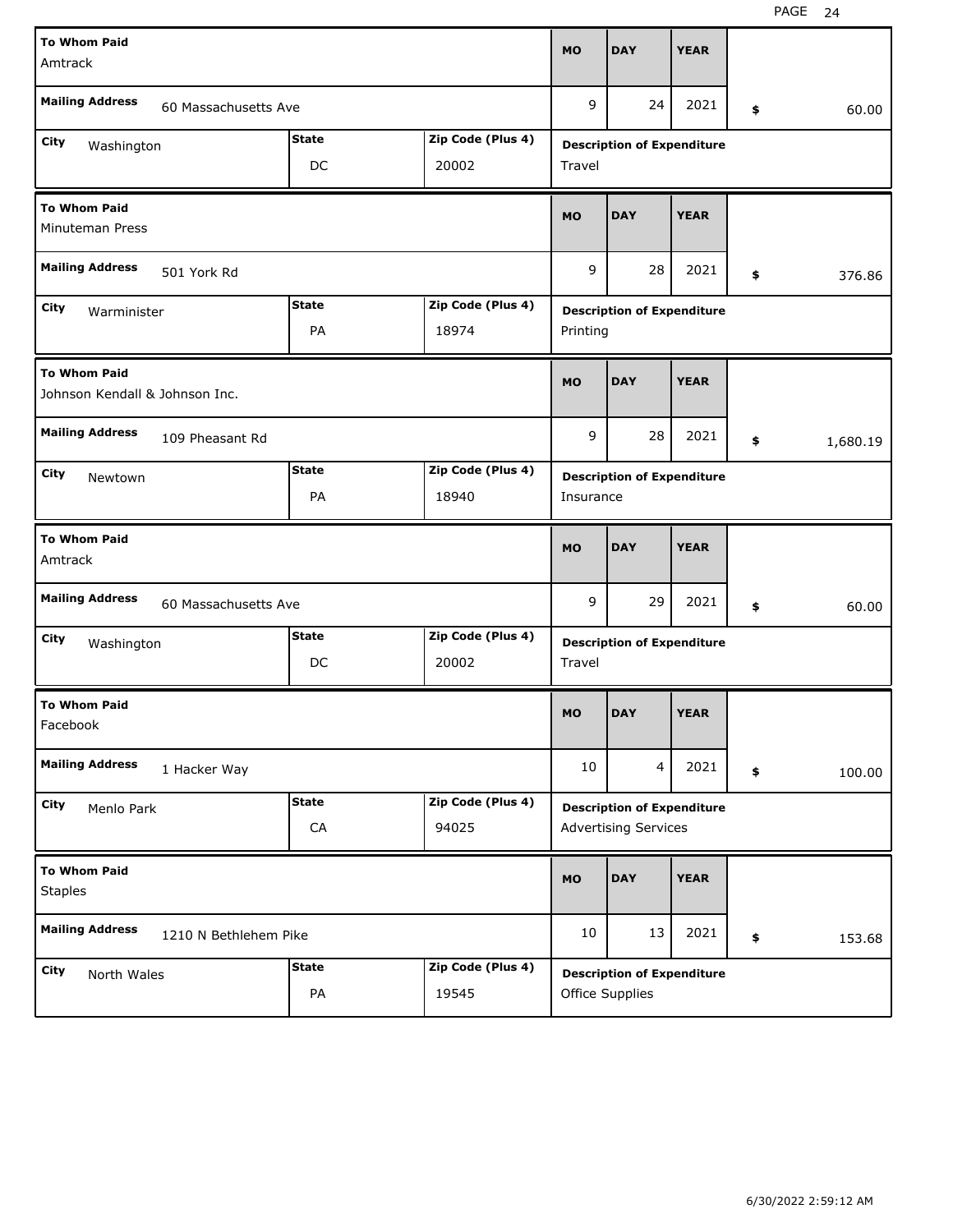| To Whom Paid | Mailing Address | City | State | Zip Code (Plus 4) | MO | DAY | YEAR | Amount | Description of Expenditure |
|---|---|---|---|---|---|---|---|---|---|
| Amtrack | 60 Massachusetts Ave | Washington | DC | 20002 | 9 | 24 | 2021 | $ 60.00 | Travel |
| Minuteman Press | 501 York Rd | Warminister | PA | 18974 | 9 | 28 | 2021 | $ 376.86 | Printing |
| Johnson Kendall & Johnson Inc. | 109 Pheasant Rd | Newtown | PA | 18940 | 9 | 28 | 2021 | $ 1,680.19 | Insurance |
| Amtrack | 60 Massachusetts Ave | Washington | DC | 20002 | 9 | 29 | 2021 | $ 60.00 | Travel |
| Facebook | 1 Hacker Way | Menlo Park | CA | 94025 | 10 | 4 | 2021 | $ 100.00 | Advertising Services |
| Staples | 1210 N Bethlehem Pike | North Wales | PA | 19545 | 10 | 13 | 2021 | $ 153.68 | Office Supplies |

6/30/2022 2:59:12 AM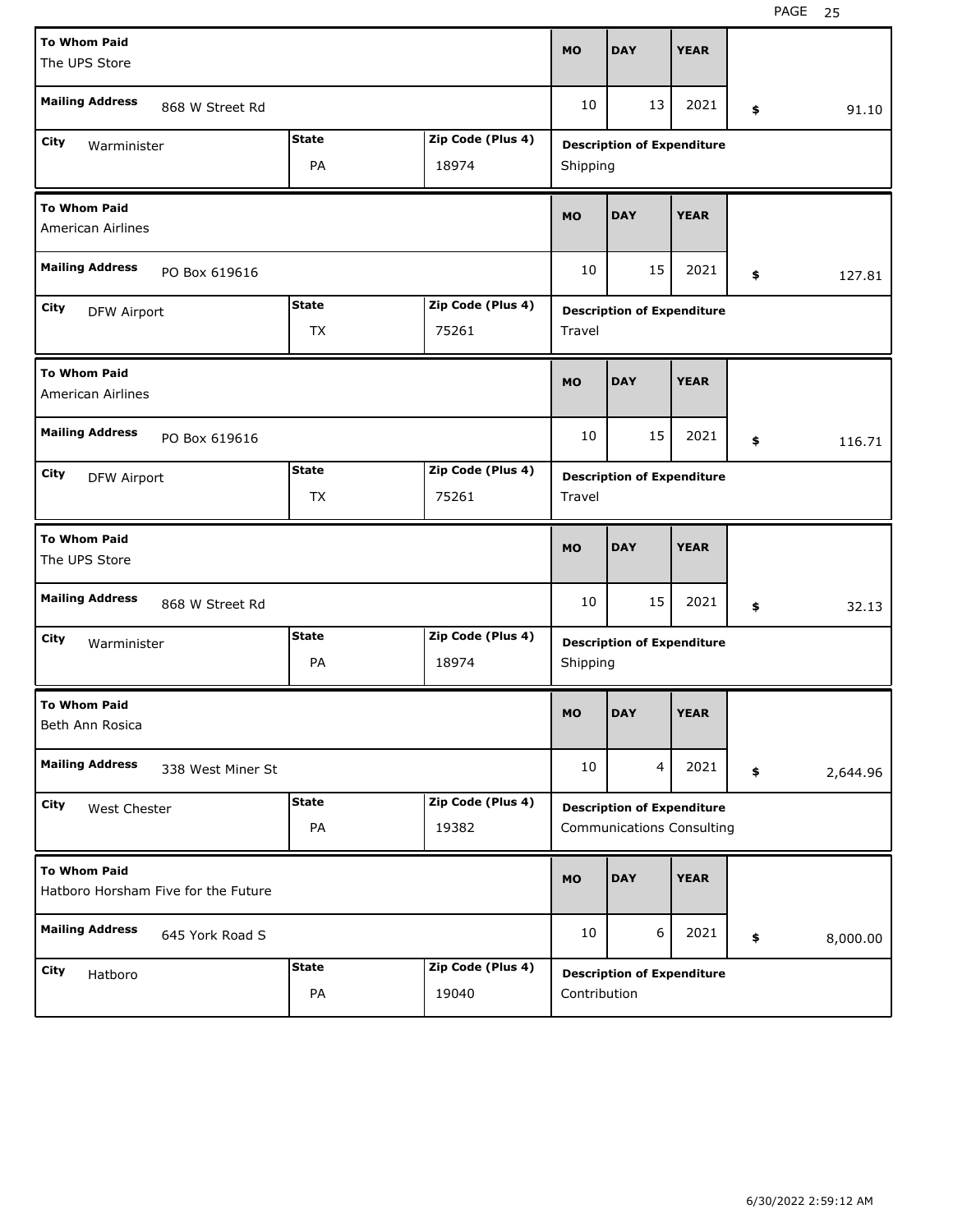| To Whom Paid | Mailing Address | City | State | Zip Code (Plus 4) | MO | DAY | YEAR | Amount | Description of Expenditure |
|---|---|---|---|---|---|---|---|---|---|
| The UPS Store | 868 W Street Rd | Warminister | PA | 18974 | 10 | 13 | 2021 | $ 91.10 | Shipping |
| American Airlines | PO Box 619616 | DFW Airport | TX | 75261 | 10 | 15 | 2021 | $ 127.81 | Travel |
| American Airlines | PO Box 619616 | DFW Airport | TX | 75261 | 10 | 15 | 2021 | $ 116.71 | Travel |
| The UPS Store | 868 W Street Rd | Warminister | PA | 18974 | 10 | 15 | 2021 | $ 32.13 | Shipping |
| Beth Ann Rosica | 338 West Miner St | West Chester | PA | 19382 | 10 | 4 | 2021 | $ 2,644.96 | Communications Consulting |
| Hatboro Horsham Five for the Future | 645 York Road S | Hatboro | PA | 19040 | 10 | 6 | 2021 | $ 8,000.00 | Contribution |

6/30/2022 2:59:12 AM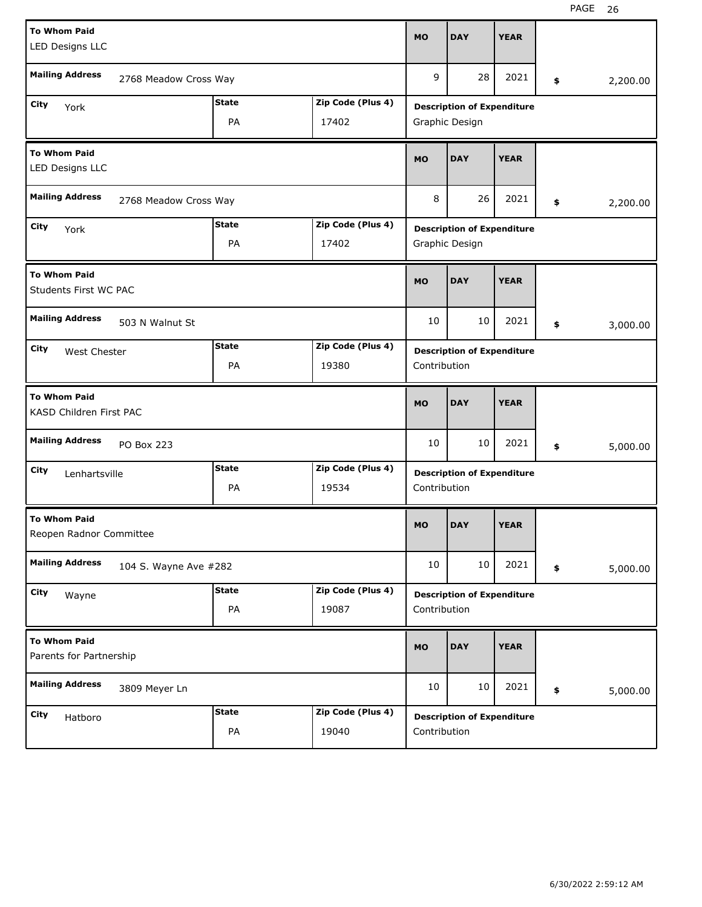| To Whom Paid | Mailing Address | City | State | Zip Code (Plus 4) | MO | DAY | YEAR | Amount | Description of Expenditure |
|---|---|---|---|---|---|---|---|---|---|
| LED Designs LLC | 2768 Meadow Cross Way | York | PA | 17402 | 9 | 28 | 2021 | $ 2,200.00 | Graphic Design |
| LED Designs LLC | 2768 Meadow Cross Way | York | PA | 17402 | 8 | 26 | 2021 | $ 2,200.00 | Graphic Design |
| Students First WC PAC | 503 N Walnut St | West Chester | PA | 19380 | 10 | 10 | 2021 | $ 3,000.00 | Contribution |
| KASD Children First PAC | PO Box 223 | Lenhartsville | PA | 19534 | 10 | 10 | 2021 | $ 5,000.00 | Contribution |
| Reopen Radnor Committee | 104 S. Wayne Ave #282 | Wayne | PA | 19087 | 10 | 10 | 2021 | $ 5,000.00 | Contribution |
| Parents for Partnership | 3809 Meyer Ln | Hatboro | PA | 19040 | 10 | 10 | 2021 | $ 5,000.00 | Contribution |

6/30/2022 2:59:12 AM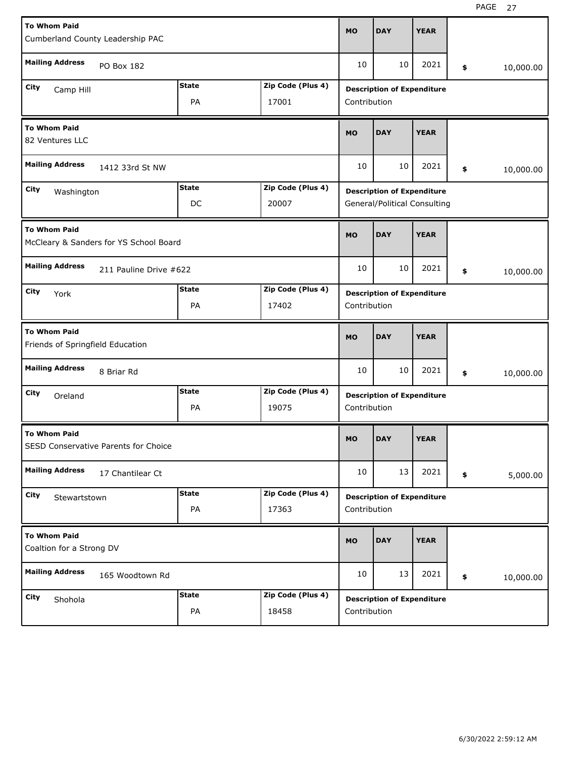| To Whom Paid | Mailing Address | City | State | Zip Code (Plus 4) | MO | DAY | YEAR | Amount | Description of Expenditure |
|---|---|---|---|---|---|---|---|---|---|
| Cumberland County Leadership PAC | PO Box 182 | Camp Hill | PA | 17001 | 10 | 10 | 2021 | $ 10,000.00 | Contribution |
| 82 Ventures LLC | 1412 33rd St NW | Washington | DC | 20007 | 10 | 10 | 2021 | $ 10,000.00 | General/Political Consulting |
| McCleary & Sanders for YS School Board | 211 Pauline Drive #622 | York | PA | 17402 | 10 | 10 | 2021 | $ 10,000.00 | Contribution |
| Friends of Springfield Education | 8 Briar Rd | Oreland | PA | 19075 | 10 | 10 | 2021 | $ 10,000.00 | Contribution |
| SESD Conservative Parents for Choice | 17 Chantilear Ct | Stewartstown | PA | 17363 | 10 | 13 | 2021 | $ 5,000.00 | Contribution |
| Coaltion for a Strong DV | 165 Woodtown Rd | Shohola | PA | 18458 | 10 | 13 | 2021 | $ 10,000.00 | Contribution |

6/30/2022 2:59:12 AM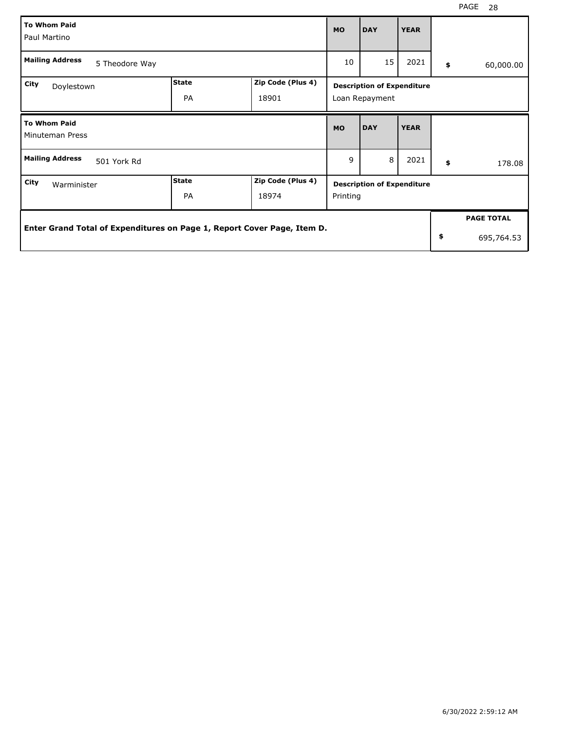| To Whom Paid | | | MO | DAY | YEAR | |
|---|---|---|---|---|---|---|
| Paul Martino | | | | | | |
| **Mailing Address** 5 Theodore Way | | | 10 | 15 | 2021 | $ 60,000.00 |
| **City** Doylestown | **State** PA | **Zip Code (Plus 4)** 18901 | **Description of Expenditure** Loan Repayment | | | |

| To Whom Paid | | | MO | DAY | YEAR | |
|---|---|---|---|---|---|---|
| Minuteman Press | | | | | | |
| **Mailing Address** 501 York Rd | | | 9 | 8 | 2021 | $ 178.08 |
| **City** Warminister | **State** PA | **Zip Code (Plus 4)** 18974 | **Description of Expenditure** Printing | | | |

| | PAGE TOTAL |
|---|---|
| **Enter Grand Total of Expenditures on Page 1, Report Cover Page, Item D.** | $ 695,764.53 |

6/30/2022 2:59:12 AM